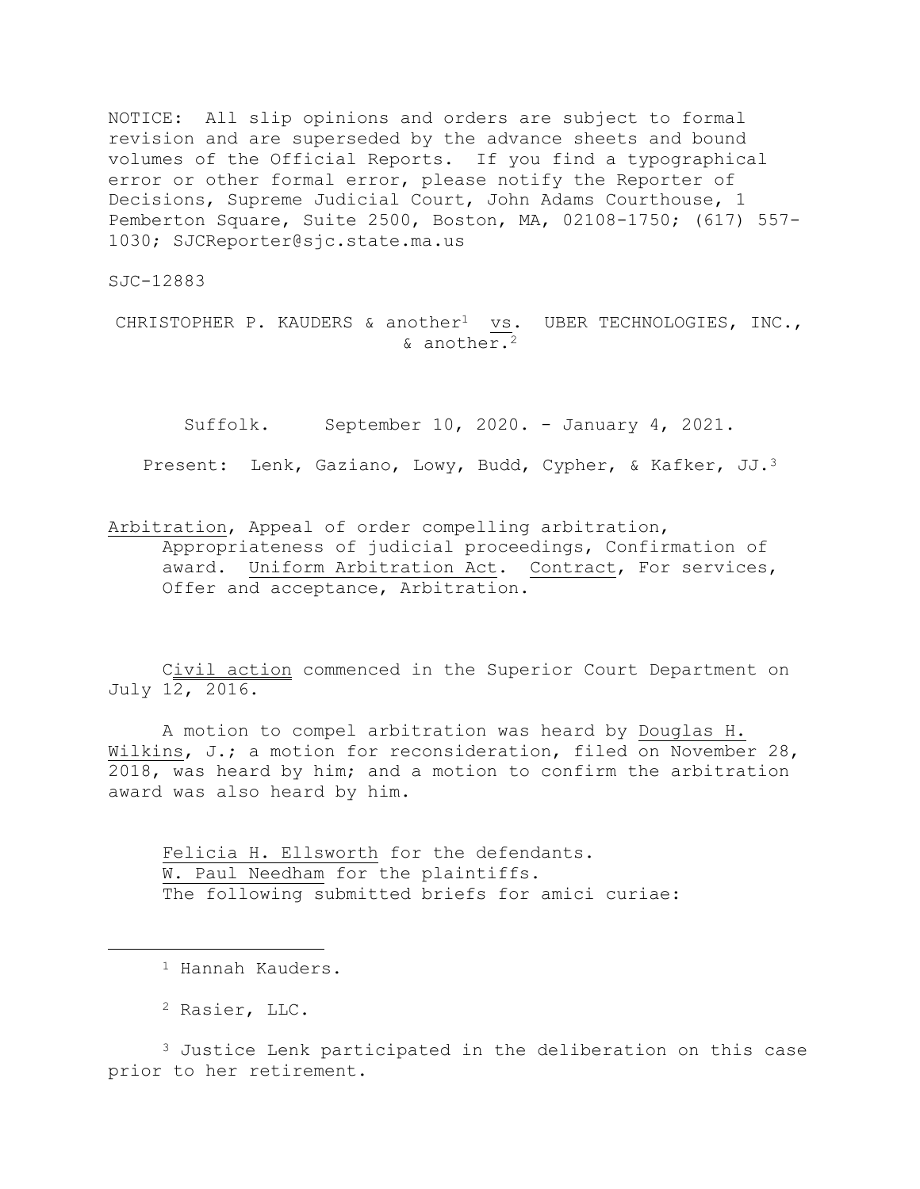NOTICE: All slip opinions and orders are subject to formal revision and are superseded by the advance sheets and bound volumes of the Official Reports. If you find a typographical error or other formal error, please notify the Reporter of Decisions, Supreme Judicial Court, John Adams Courthouse, 1 Pemberton Square, Suite 2500, Boston, MA, 02108-1750; (617) 557-1030; SJCReporter@sjc.state.ma.us

SJC-12883

CHRISTOPHER P. KAUDERS & another[1] vs. UBER TECHNOLOGIES, INC., & another.[2]

Suffolk. September 10, 2020. - January 4, 2021.

Present: Lenk, Gaziano, Lowy, Budd, Cypher, & Kafker, JJ.[3]

Arbitration, Appeal of order compelling arbitration, Appropriateness of judicial proceedings, Confirmation of award. Uniform Arbitration Act. Contract, For services, Offer and acceptance, Arbitration.

Civil action commenced in the Superior Court Department on July 12, 2016.

A motion to compel arbitration was heard by Douglas H. Wilkins, J.; a motion for reconsideration, filed on November 28, 2018, was heard by him; and a motion to confirm the arbitration award was also heard by him.

Felicia H. Ellsworth for the defendants.
W. Paul Needham for the plaintiffs.
The following submitted briefs for amici curiae:

---

[1] Hannah Kauders.

[2] Rasier, LLC.

[3] Justice Lenk participated in the deliberation on this case prior to her retirement.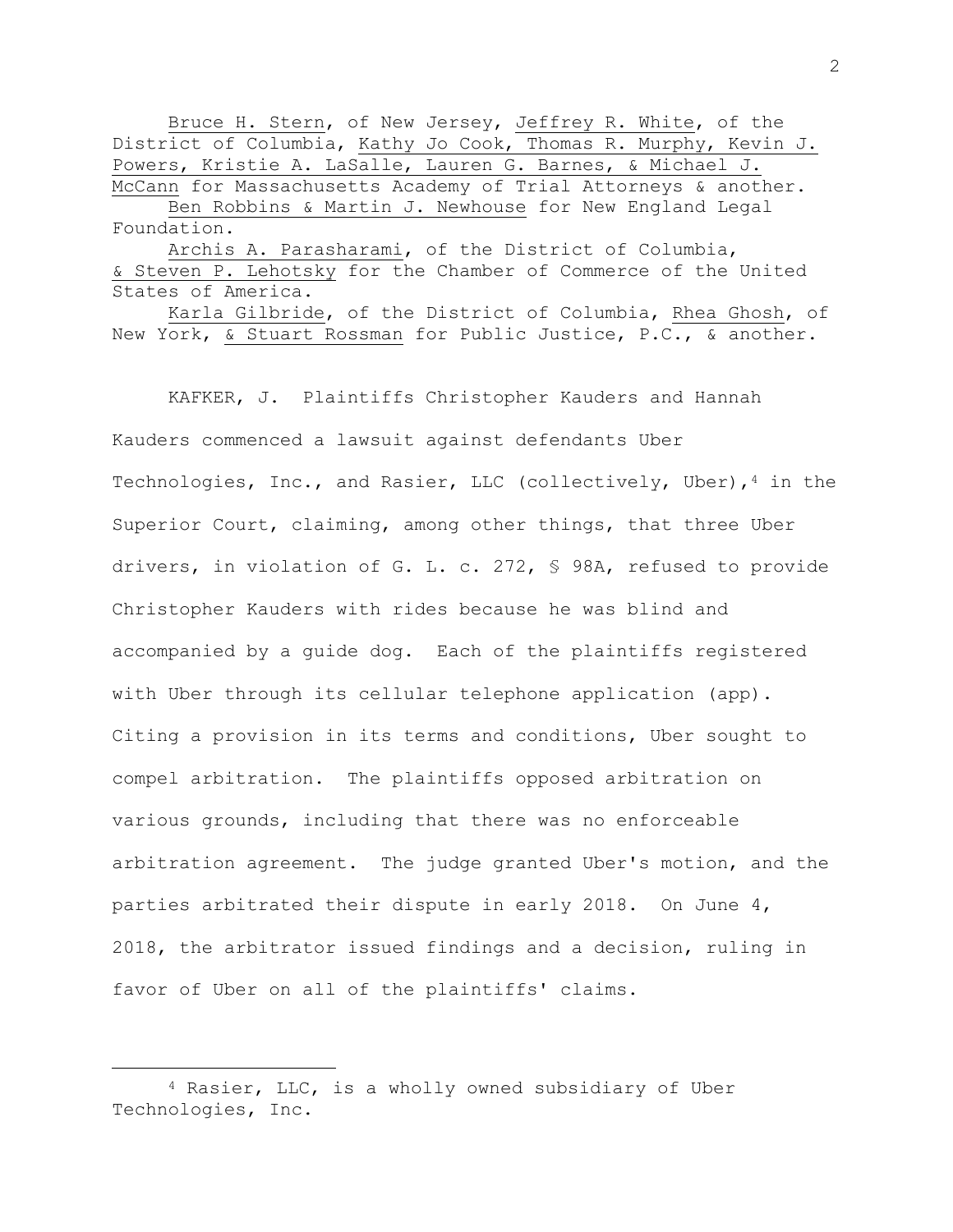Bruce H. Stern, of New Jersey, Jeffrey R. White, of the District of Columbia, Kathy Jo Cook, Thomas R. Murphy, Kevin J. Powers, Kristie A. LaSalle, Lauren G. Barnes, & Michael J. McCann for Massachusetts Academy of Trial Attorneys & another.

Ben Robbins & Martin J. Newhouse for New England Legal Foundation.

Archis A. Parasharami, of the District of Columbia, & Steven P. Lehotsky for the Chamber of Commerce of the United States of America.

Karla Gilbride, of the District of Columbia, Rhea Ghosh, of New York, & Stuart Rossman for Public Justice, P.C., & another.

KAFKER, J. Plaintiffs Christopher Kauders and Hannah Kauders commenced a lawsuit against defendants Uber Technologies, Inc., and Rasier, LLC (collectively, Uber),[4] in the Superior Court, claiming, among other things, that three Uber drivers, in violation of G. L. c. 272, § 98A, refused to provide Christopher Kauders with rides because he was blind and accompanied by a guide dog. Each of the plaintiffs registered with Uber through its cellular telephone application (app). Citing a provision in its terms and conditions, Uber sought to compel arbitration. The plaintiffs opposed arbitration on various grounds, including that there was no enforceable arbitration agreement. The judge granted Uber's motion, and the parties arbitrated their dispute in early 2018. On June 4, 2018, the arbitrator issued findings and a decision, ruling in favor of Uber on all of the plaintiffs' claims.

[4] Rasier, LLC, is a wholly owned subsidiary of Uber Technologies, Inc.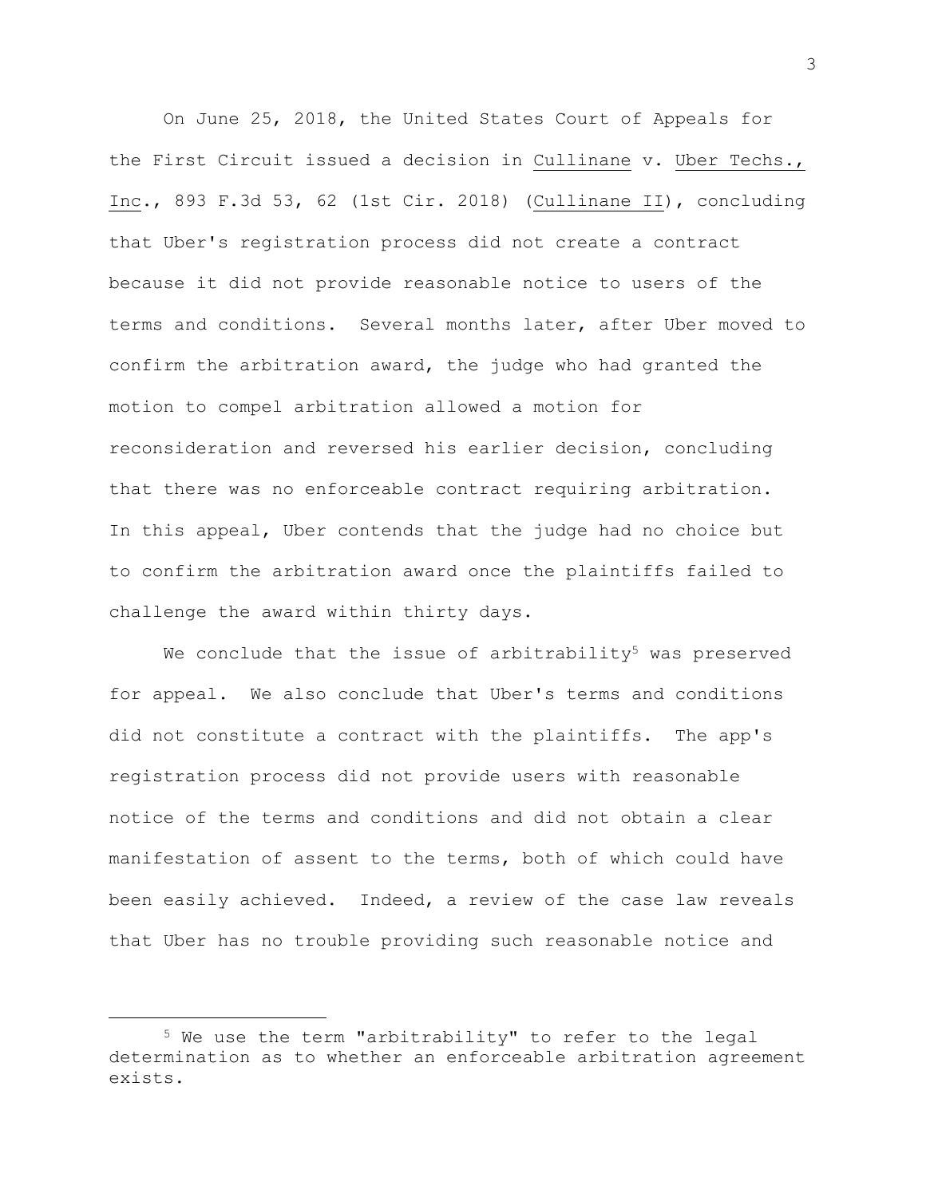On June 25, 2018, the United States Court of Appeals for the First Circuit issued a decision in Cullinane v. Uber Techs., Inc., 893 F.3d 53, 62 (1st Cir. 2018) (Cullinane II), concluding that Uber's registration process did not create a contract because it did not provide reasonable notice to users of the terms and conditions. Several months later, after Uber moved to confirm the arbitration award, the judge who had granted the motion to compel arbitration allowed a motion for reconsideration and reversed his earlier decision, concluding that there was no enforceable contract requiring arbitration. In this appeal, Uber contends that the judge had no choice but to confirm the arbitration award once the plaintiffs failed to challenge the award within thirty days.

We conclude that the issue of arbitrability[5] was preserved for appeal. We also conclude that Uber's terms and conditions did not constitute a contract with the plaintiffs. The app's registration process did not provide users with reasonable notice of the terms and conditions and did not obtain a clear manifestation of assent to the terms, both of which could have been easily achieved. Indeed, a review of the case law reveals that Uber has no trouble providing such reasonable notice and

---

[5] We use the term "arbitrability" to refer to the legal determination as to whether an enforceable arbitration agreement exists.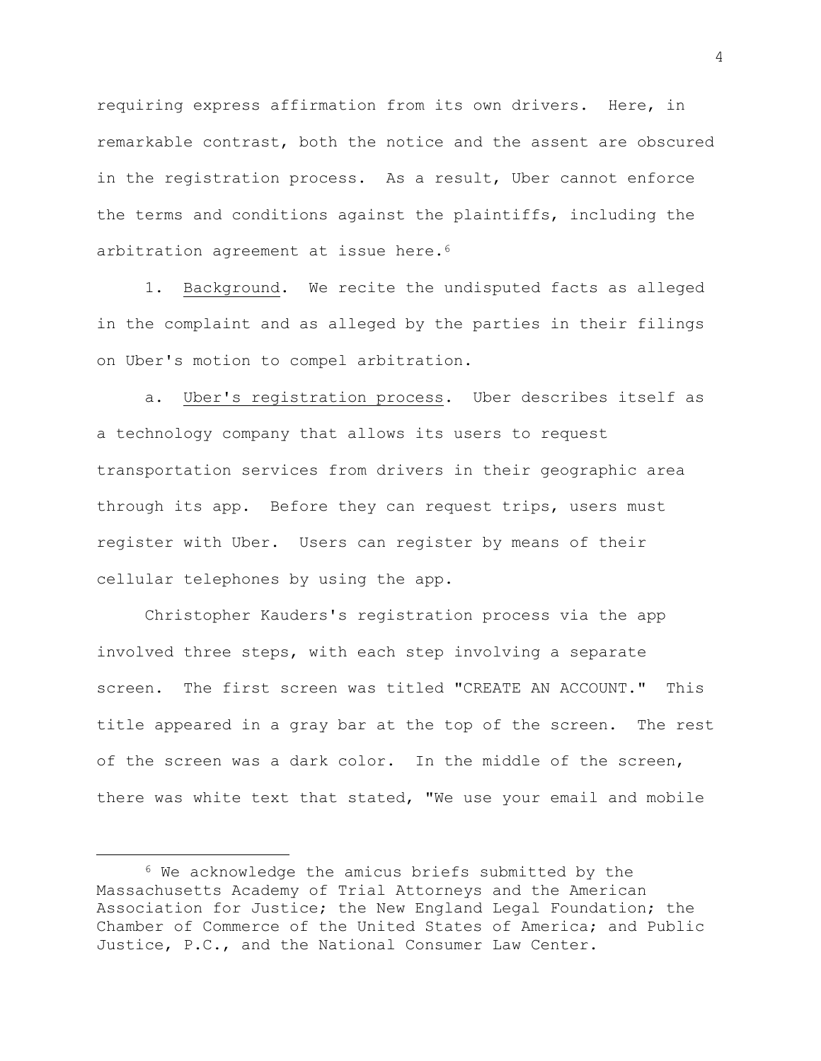requiring express affirmation from its own drivers. Here, in remarkable contrast, both the notice and the assent are obscured in the registration process. As a result, Uber cannot enforce the terms and conditions against the plaintiffs, including the arbitration agreement at issue here.[6]

1. Background. We recite the undisputed facts as alleged in the complaint and as alleged by the parties in their filings on Uber's motion to compel arbitration.

a. Uber's registration process. Uber describes itself as a technology company that allows its users to request transportation services from drivers in their geographic area through its app. Before they can request trips, users must register with Uber. Users can register by means of their cellular telephones by using the app.

Christopher Kauders's registration process via the app involved three steps, with each step involving a separate screen. The first screen was titled "CREATE AN ACCOUNT." This title appeared in a gray bar at the top of the screen. The rest of the screen was a dark color. In the middle of the screen, there was white text that stated, "We use your email and mobile

---

[6] We acknowledge the amicus briefs submitted by the Massachusetts Academy of Trial Attorneys and the American Association for Justice; the New England Legal Foundation; the Chamber of Commerce of the United States of America; and Public Justice, P.C., and the National Consumer Law Center.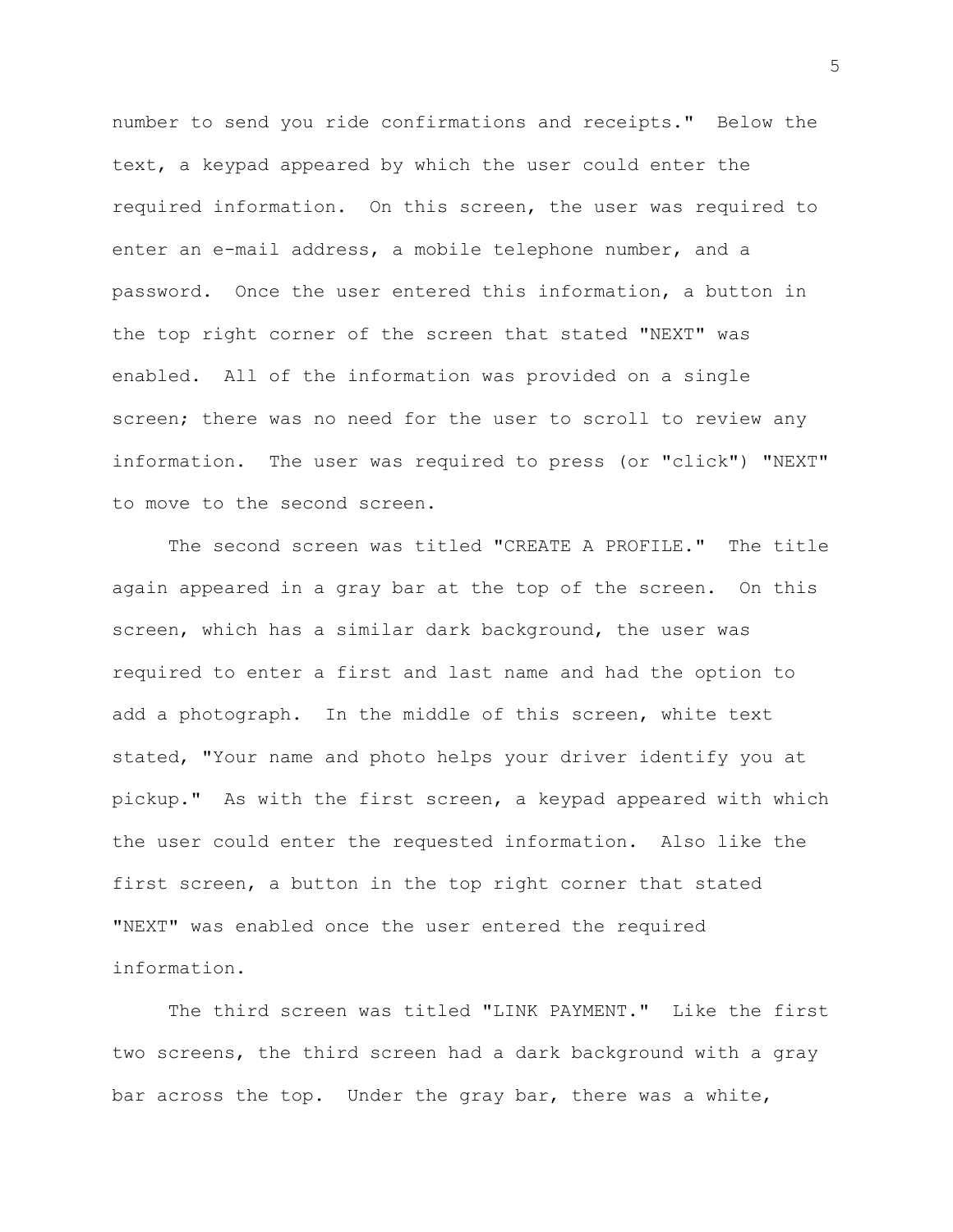number to send you ride confirmations and receipts." Below the text, a keypad appeared by which the user could enter the required information. On this screen, the user was required to enter an e-mail address, a mobile telephone number, and a password. Once the user entered this information, a button in the top right corner of the screen that stated "NEXT" was enabled. All of the information was provided on a single screen; there was no need for the user to scroll to review any information. The user was required to press (or "click") "NEXT" to move to the second screen.

The second screen was titled "CREATE A PROFILE." The title again appeared in a gray bar at the top of the screen. On this screen, which has a similar dark background, the user was required to enter a first and last name and had the option to add a photograph. In the middle of this screen, white text stated, "Your name and photo helps your driver identify you at pickup." As with the first screen, a keypad appeared with which the user could enter the requested information. Also like the first screen, a button in the top right corner that stated "NEXT" was enabled once the user entered the required information.

The third screen was titled "LINK PAYMENT." Like the first two screens, the third screen had a dark background with a gray bar across the top. Under the gray bar, there was a white,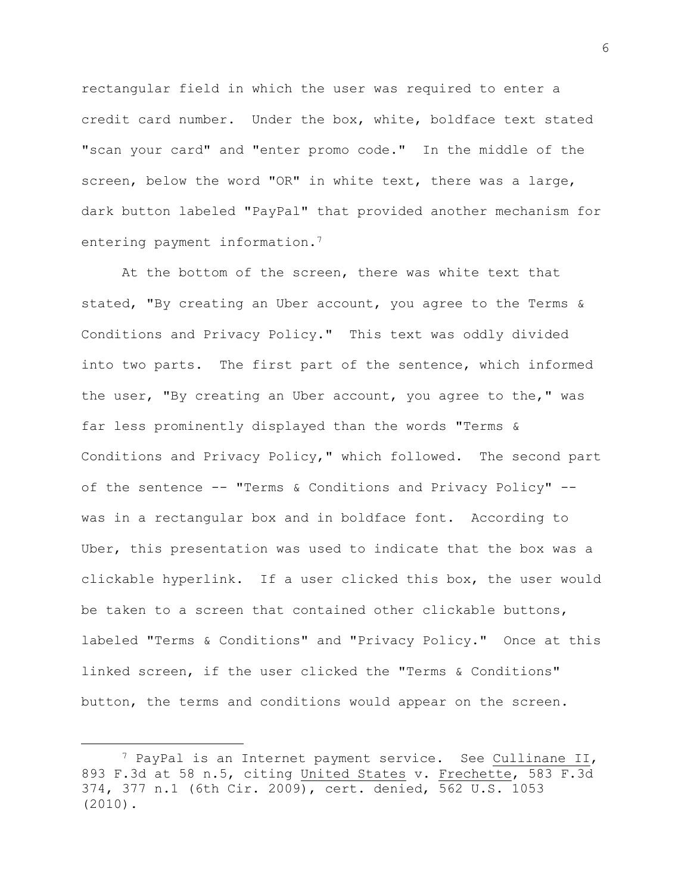rectangular field in which the user was required to enter a credit card number. Under the box, white, boldface text stated "scan your card" and "enter promo code." In the middle of the screen, below the word "OR" in white text, there was a large, dark button labeled "PayPal" that provided another mechanism for entering payment information.[7]

At the bottom of the screen, there was white text that stated, "By creating an Uber account, you agree to the Terms & Conditions and Privacy Policy." This text was oddly divided into two parts. The first part of the sentence, which informed the user, "By creating an Uber account, you agree to the," was far less prominently displayed than the words "Terms & Conditions and Privacy Policy," which followed. The second part of the sentence -- "Terms & Conditions and Privacy Policy" -- was in a rectangular box and in boldface font. According to Uber, this presentation was used to indicate that the box was a clickable hyperlink. If a user clicked this box, the user would be taken to a screen that contained other clickable buttons, labeled "Terms & Conditions" and "Privacy Policy." Once at this linked screen, if the user clicked the "Terms & Conditions" button, the terms and conditions would appear on the screen.

---

[7] PayPal is an Internet payment service. See Cullinane II, 893 F.3d at 58 n.5, citing United States v. Frechette, 583 F.3d 374, 377 n.1 (6th Cir. 2009), cert. denied, 562 U.S. 1053 (2010).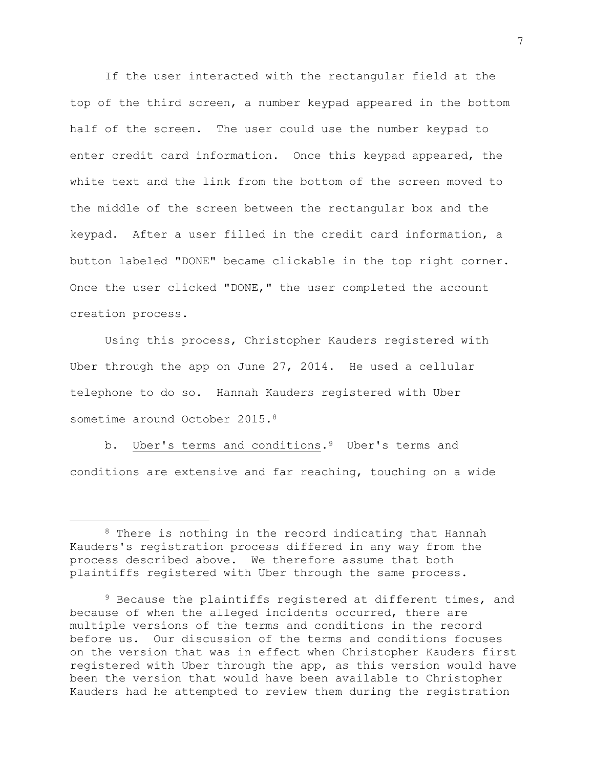If the user interacted with the rectangular field at the top of the third screen, a number keypad appeared in the bottom half of the screen. The user could use the number keypad to enter credit card information. Once this keypad appeared, the white text and the link from the bottom of the screen moved to the middle of the screen between the rectangular box and the keypad. After a user filled in the credit card information, a button labeled "DONE" became clickable in the top right corner. Once the user clicked "DONE," the user completed the account creation process.

Using this process, Christopher Kauders registered with Uber through the app on June 27, 2014. He used a cellular telephone to do so. Hannah Kauders registered with Uber sometime around October 2015.[8]

b. <u>Uber's terms and conditions</u>.[9] Uber's terms and conditions are extensive and far reaching, touching on a wide

---

[8] There is nothing in the record indicating that Hannah Kauders's registration process differed in any way from the process described above. We therefore assume that both plaintiffs registered with Uber through the same process.

[9] Because the plaintiffs registered at different times, and because of when the alleged incidents occurred, there are multiple versions of the terms and conditions in the record before us. Our discussion of the terms and conditions focuses on the version that was in effect when Christopher Kauders first registered with Uber through the app, as this version would have been the version that would have been available to Christopher Kauders had he attempted to review them during the registration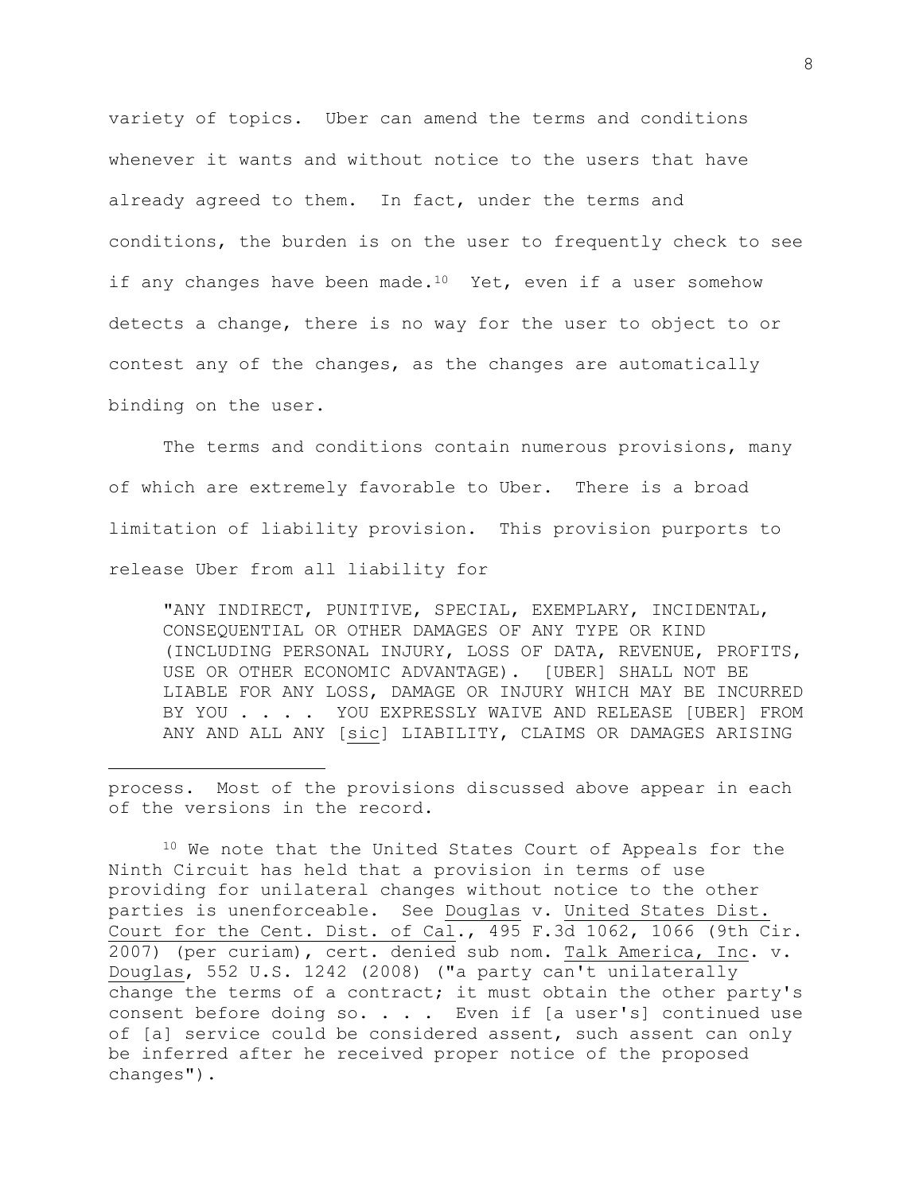variety of topics. Uber can amend the terms and conditions whenever it wants and without notice to the users that have already agreed to them. In fact, under the terms and conditions, the burden is on the user to frequently check to see if any changes have been made.[10] Yet, even if a user somehow detects a change, there is no way for the user to object to or contest any of the changes, as the changes are automatically binding on the user.

The terms and conditions contain numerous provisions, many of which are extremely favorable to Uber. There is a broad limitation of liability provision. This provision purports to release Uber from all liability for

> "ANY INDIRECT, PUNITIVE, SPECIAL, EXEMPLARY, INCIDENTAL, CONSEQUENTIAL OR OTHER DAMAGES OF ANY TYPE OR KIND (INCLUDING PERSONAL INJURY, LOSS OF DATA, REVENUE, PROFITS, USE OR OTHER ECONOMIC ADVANTAGE). [UBER] SHALL NOT BE LIABLE FOR ANY LOSS, DAMAGE OR INJURY WHICH MAY BE INCURRED BY YOU . . . . YOU EXPRESSLY WAIVE AND RELEASE [UBER] FROM ANY AND ALL ANY [*sic*] LIABILITY, CLAIMS OR DAMAGES ARISING

---

process. Most of the provisions discussed above appear in each of the versions in the record.

[10] We note that the United States Court of Appeals for the Ninth Circuit has held that a provision in terms of use providing for unilateral changes without notice to the other parties is unenforceable. See Douglas v. United States Dist. Court for the Cent. Dist. of Cal., 495 F.3d 1062, 1066 (9th Cir. 2007) (per curiam), cert. denied sub nom. Talk America, Inc. v. Douglas, 552 U.S. 1242 (2008) ("a party can't unilaterally change the terms of a contract; it must obtain the other party's consent before doing so. . . . Even if [a user's] continued use of [a] service could be considered assent, such assent can only be inferred after he received proper notice of the proposed changes").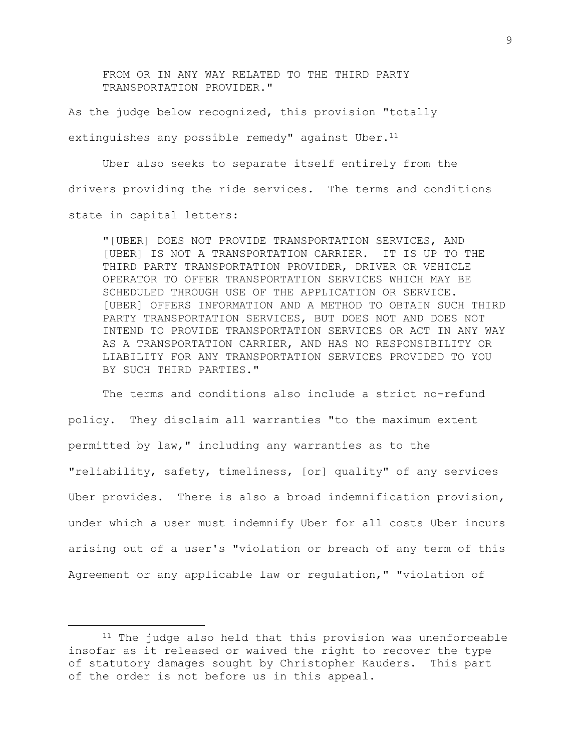> FROM OR IN ANY WAY RELATED TO THE THIRD PARTY TRANSPORTATION PROVIDER."

As the judge below recognized, this provision "totally extinguishes any possible remedy" against Uber.[11]

Uber also seeks to separate itself entirely from the drivers providing the ride services. The terms and conditions state in capital letters:

> "[UBER] DOES NOT PROVIDE TRANSPORTATION SERVICES, AND [UBER] IS NOT A TRANSPORTATION CARRIER. IT IS UP TO THE THIRD PARTY TRANSPORTATION PROVIDER, DRIVER OR VEHICLE OPERATOR TO OFFER TRANSPORTATION SERVICES WHICH MAY BE SCHEDULED THROUGH USE OF THE APPLICATION OR SERVICE. [UBER] OFFERS INFORMATION AND A METHOD TO OBTAIN SUCH THIRD PARTY TRANSPORTATION SERVICES, BUT DOES NOT AND DOES NOT INTEND TO PROVIDE TRANSPORTATION SERVICES OR ACT IN ANY WAY AS A TRANSPORTATION CARRIER, AND HAS NO RESPONSIBILITY OR LIABILITY FOR ANY TRANSPORTATION SERVICES PROVIDED TO YOU BY SUCH THIRD PARTIES."

The terms and conditions also include a strict no-refund policy. They disclaim all warranties "to the maximum extent permitted by law," including any warranties as to the "reliability, safety, timeliness, [or] quality" of any services Uber provides. There is also a broad indemnification provision, under which a user must indemnify Uber for all costs Uber incurs arising out of a user's "violation or breach of any term of this Agreement or any applicable law or regulation," "violation of

---

[11] The judge also held that this provision was unenforceable insofar as it released or waived the right to recover the type of statutory damages sought by Christopher Kauders. This part of the order is not before us in this appeal.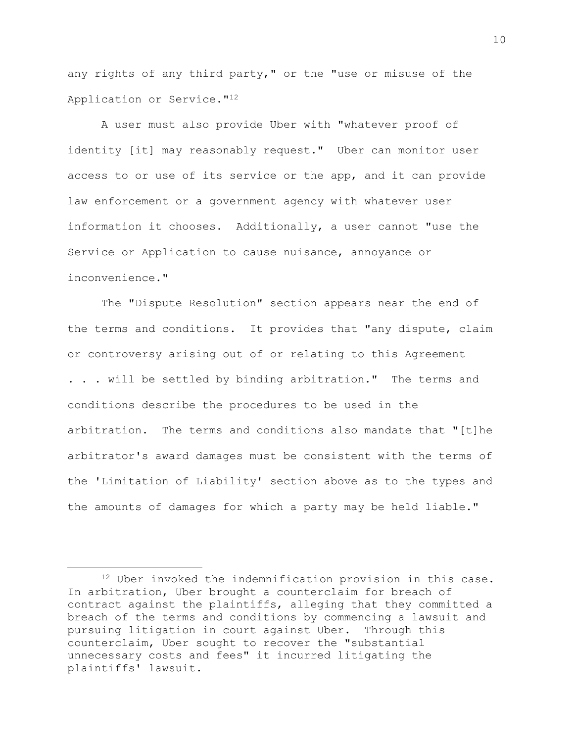any rights of any third party," or the "use or misuse of the Application or Service."[12]

A user must also provide Uber with "whatever proof of identity [it] may reasonably request." Uber can monitor user access to or use of its service or the app, and it can provide law enforcement or a government agency with whatever user information it chooses. Additionally, a user cannot "use the Service or Application to cause nuisance, annoyance or inconvenience."

The "Dispute Resolution" section appears near the end of the terms and conditions. It provides that "any dispute, claim or controversy arising out of or relating to this Agreement . . . will be settled by binding arbitration." The terms and conditions describe the procedures to be used in the arbitration. The terms and conditions also mandate that "[t]he arbitrator's award damages must be consistent with the terms of the 'Limitation of Liability' section above as to the types and the amounts of damages for which a party may be held liable."

---

[12] Uber invoked the indemnification provision in this case. In arbitration, Uber brought a counterclaim for breach of contract against the plaintiffs, alleging that they committed a breach of the terms and conditions by commencing a lawsuit and pursuing litigation in court against Uber. Through this counterclaim, Uber sought to recover the "substantial unnecessary costs and fees" it incurred litigating the plaintiffs' lawsuit.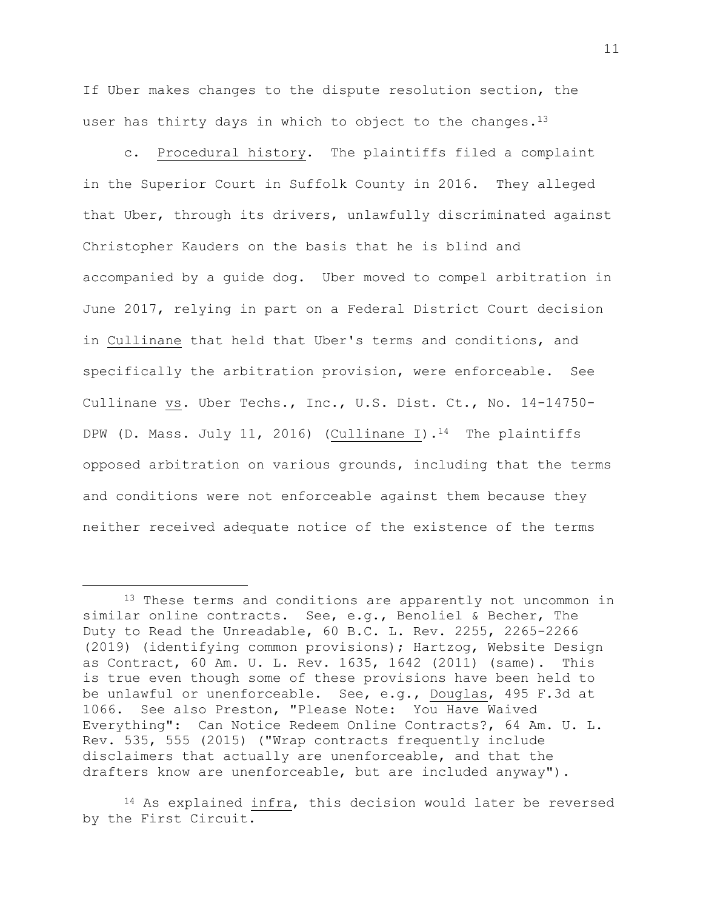If Uber makes changes to the dispute resolution section, the user has thirty days in which to object to the changes.[13]

c. Procedural history. The plaintiffs filed a complaint in the Superior Court in Suffolk County in 2016. They alleged that Uber, through its drivers, unlawfully discriminated against Christopher Kauders on the basis that he is blind and accompanied by a guide dog. Uber moved to compel arbitration in June 2017, relying in part on a Federal District Court decision in Cullinane that held that Uber's terms and conditions, and specifically the arbitration provision, were enforceable. See Cullinane vs. Uber Techs., Inc., U.S. Dist. Ct., No. 14-14750-DPW (D. Mass. July 11, 2016) (Cullinane I).[14] The plaintiffs opposed arbitration on various grounds, including that the terms and conditions were not enforceable against them because they neither received adequate notice of the existence of the terms

---

[13] These terms and conditions are apparently not uncommon in similar online contracts. See, e.g., Benoliel & Becher, The Duty to Read the Unreadable, 60 B.C. L. Rev. 2255, 2265-2266 (2019) (identifying common provisions); Hartzog, Website Design as Contract, 60 Am. U. L. Rev. 1635, 1642 (2011) (same). This is true even though some of these provisions have been held to be unlawful or unenforceable. See, e.g., Douglas, 495 F.3d at 1066. See also Preston, "Please Note: You Have Waived Everything": Can Notice Redeem Online Contracts?, 64 Am. U. L. Rev. 535, 555 (2015) ("Wrap contracts frequently include disclaimers that actually are unenforceable, and that the drafters know are unenforceable, but are included anyway").

[14] As explained infra, this decision would later be reversed by the First Circuit.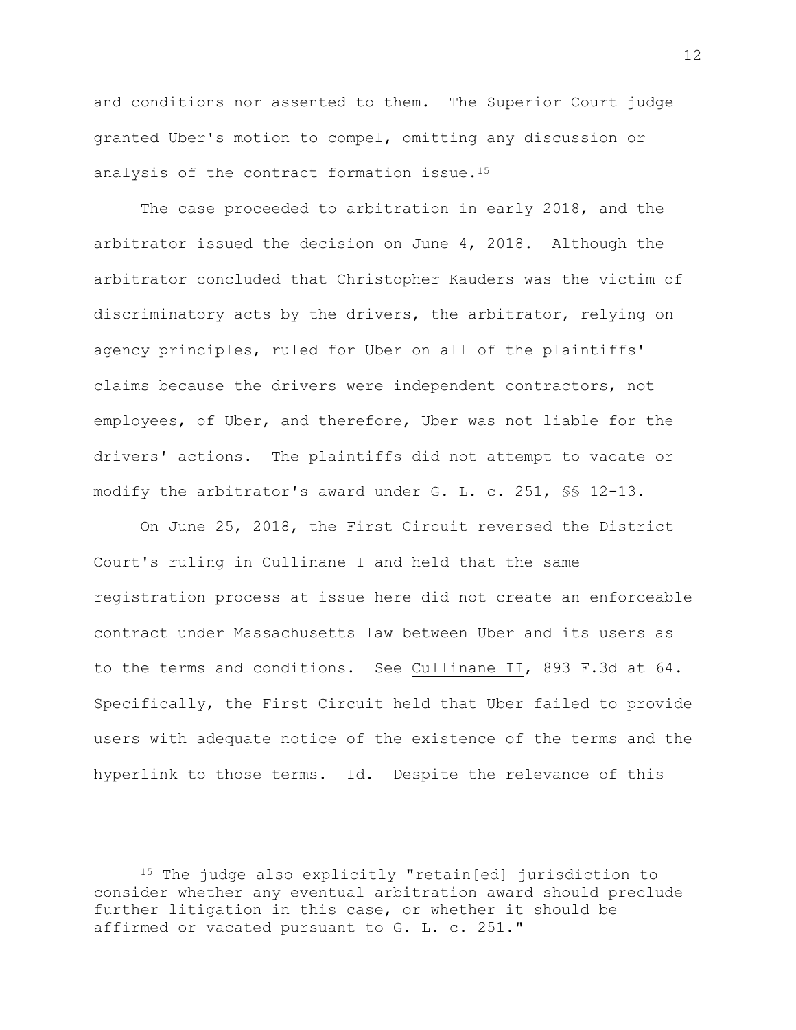and conditions nor assented to them. The Superior Court judge granted Uber's motion to compel, omitting any discussion or analysis of the contract formation issue.[15]

The case proceeded to arbitration in early 2018, and the arbitrator issued the decision on June 4, 2018. Although the arbitrator concluded that Christopher Kauders was the victim of discriminatory acts by the drivers, the arbitrator, relying on agency principles, ruled for Uber on all of the plaintiffs' claims because the drivers were independent contractors, not employees, of Uber, and therefore, Uber was not liable for the drivers' actions. The plaintiffs did not attempt to vacate or modify the arbitrator's award under G. L. c. 251, §§ 12-13.

On June 25, 2018, the First Circuit reversed the District Court's ruling in Cullinane I and held that the same registration process at issue here did not create an enforceable contract under Massachusetts law between Uber and its users as to the terms and conditions. See Cullinane II, 893 F.3d at 64. Specifically, the First Circuit held that Uber failed to provide users with adequate notice of the existence of the terms and the hyperlink to those terms. Id. Despite the relevance of this

---

[15] The judge also explicitly "retain[ed] jurisdiction to consider whether any eventual arbitration award should preclude further litigation in this case, or whether it should be affirmed or vacated pursuant to G. L. c. 251."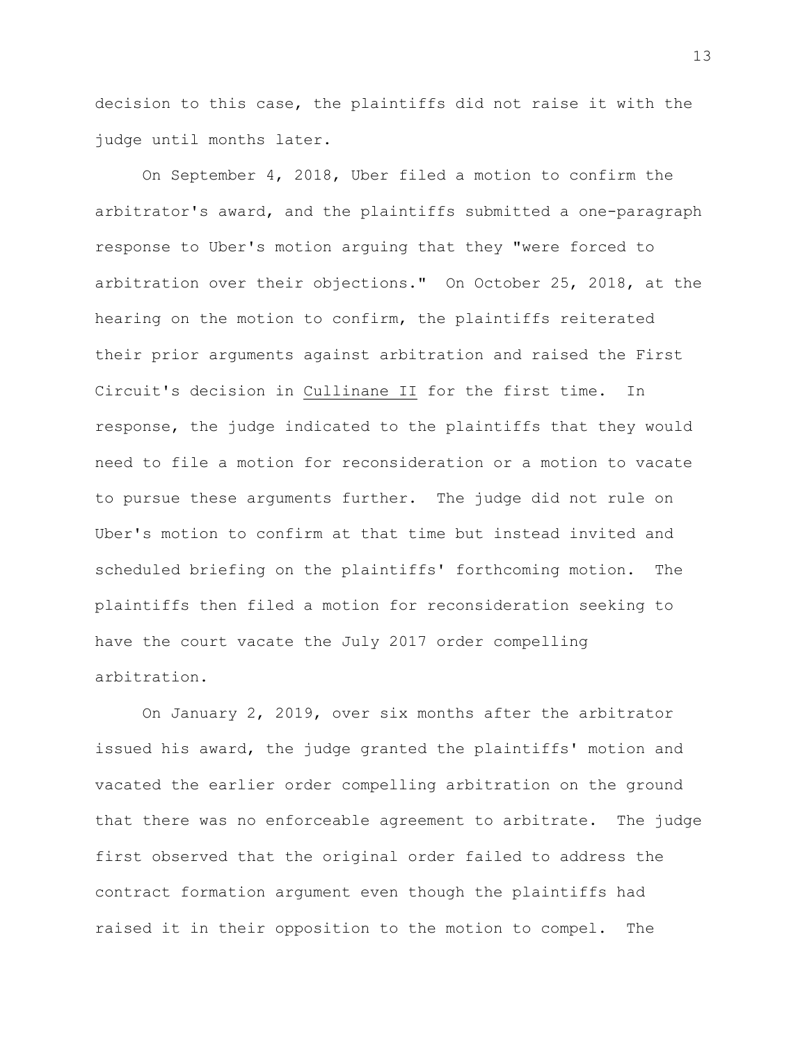decision to this case, the plaintiffs did not raise it with the judge until months later.

On September 4, 2018, Uber filed a motion to confirm the arbitrator's award, and the plaintiffs submitted a one-paragraph response to Uber's motion arguing that they "were forced to arbitration over their objections." On October 25, 2018, at the hearing on the motion to confirm, the plaintiffs reiterated their prior arguments against arbitration and raised the First Circuit's decision in Cullinane II for the first time. In response, the judge indicated to the plaintiffs that they would need to file a motion for reconsideration or a motion to vacate to pursue these arguments further. The judge did not rule on Uber's motion to confirm at that time but instead invited and scheduled briefing on the plaintiffs' forthcoming motion. The plaintiffs then filed a motion for reconsideration seeking to have the court vacate the July 2017 order compelling arbitration.

On January 2, 2019, over six months after the arbitrator issued his award, the judge granted the plaintiffs' motion and vacated the earlier order compelling arbitration on the ground that there was no enforceable agreement to arbitrate. The judge first observed that the original order failed to address the contract formation argument even though the plaintiffs had raised it in their opposition to the motion to compel. The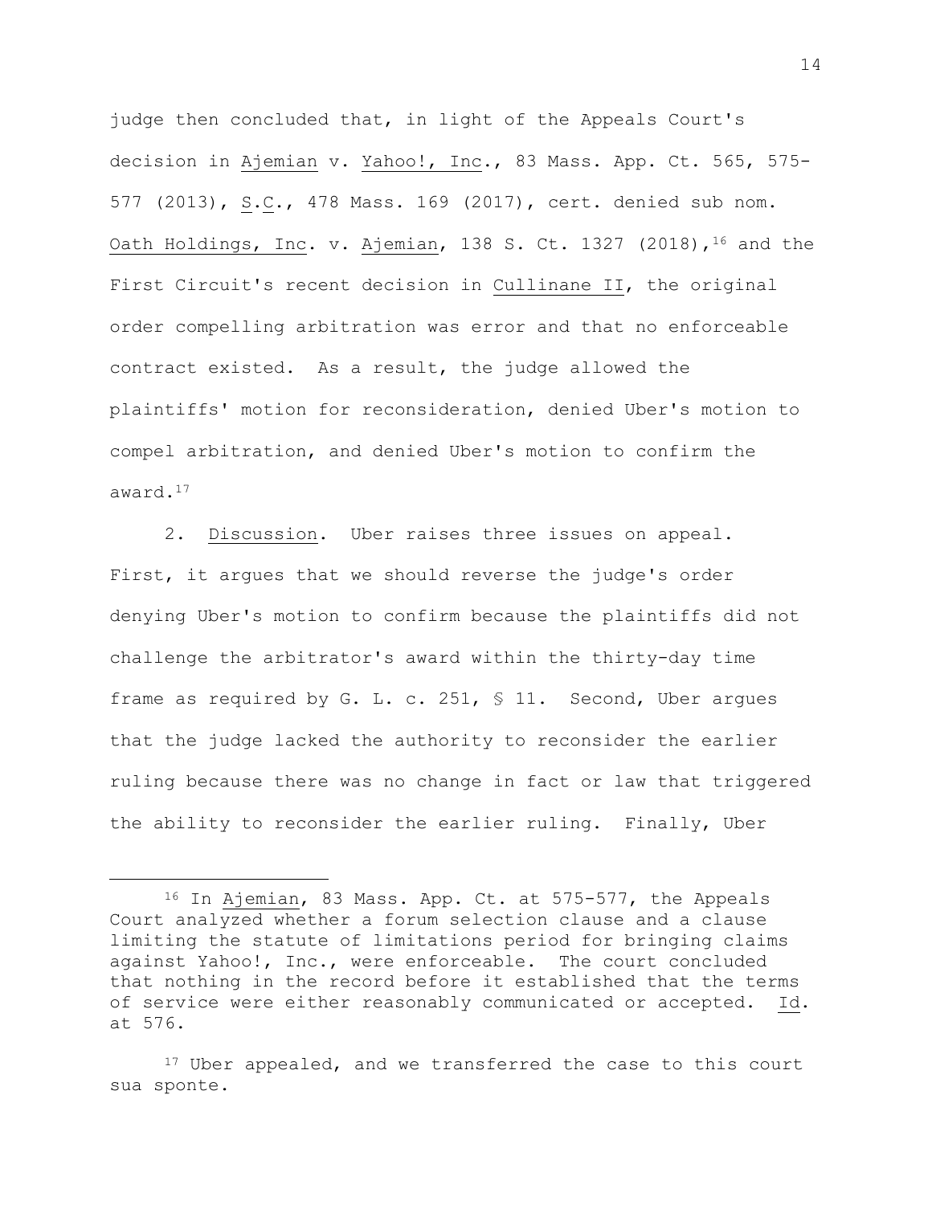judge then concluded that, in light of the Appeals Court's decision in Ajemian v. Yahoo!, Inc., 83 Mass. App. Ct. 565, 575-577 (2013), S.C., 478 Mass. 169 (2017), cert. denied sub nom. Oath Holdings, Inc. v. Ajemian, 138 S. Ct. 1327 (2018),[16] and the First Circuit's recent decision in Cullinane II, the original order compelling arbitration was error and that no enforceable contract existed. As a result, the judge allowed the plaintiffs' motion for reconsideration, denied Uber's motion to compel arbitration, and denied Uber's motion to confirm the award.[17]

2. Discussion. Uber raises three issues on appeal. First, it argues that we should reverse the judge's order denying Uber's motion to confirm because the plaintiffs did not challenge the arbitrator's award within the thirty-day time frame as required by G. L. c. 251, § 11. Second, Uber argues that the judge lacked the authority to reconsider the earlier ruling because there was no change in fact or law that triggered the ability to reconsider the earlier ruling. Finally, Uber

---

[16] In Ajemian, 83 Mass. App. Ct. at 575-577, the Appeals Court analyzed whether a forum selection clause and a clause limiting the statute of limitations period for bringing claims against Yahoo!, Inc., were enforceable. The court concluded that nothing in the record before it established that the terms of service were either reasonably communicated or accepted. Id. at 576.

[17] Uber appealed, and we transferred the case to this court sua sponte.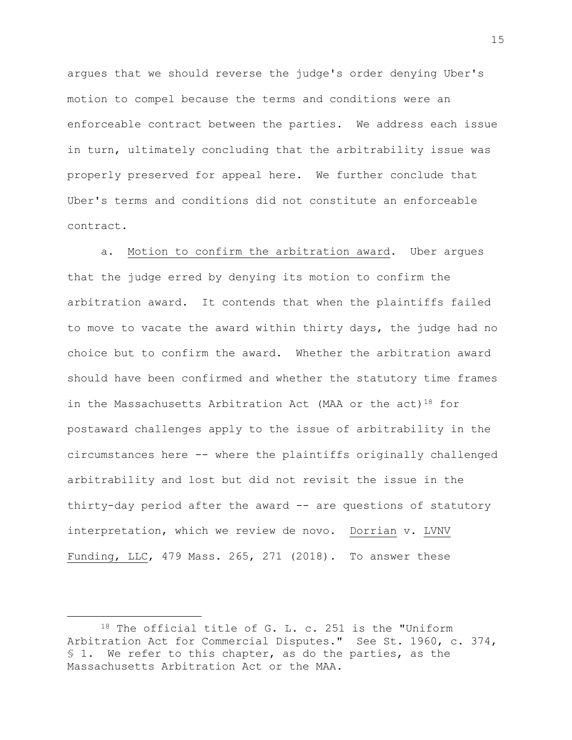argues that we should reverse the judge's order denying Uber's motion to compel because the terms and conditions were an enforceable contract between the parties. We address each issue in turn, ultimately concluding that the arbitrability issue was properly preserved for appeal here. We further conclude that Uber's terms and conditions did not constitute an enforceable contract.

a. Motion to confirm the arbitration award. Uber argues that the judge erred by denying its motion to confirm the arbitration award. It contends that when the plaintiffs failed to move to vacate the award within thirty days, the judge had no choice but to confirm the award. Whether the arbitration award should have been confirmed and whether the statutory time frames in the Massachusetts Arbitration Act (MAA or the act)[18] for postaward challenges apply to the issue of arbitrability in the circumstances here -- where the plaintiffs originally challenged arbitrability and lost but did not revisit the issue in the thirty-day period after the award -- are questions of statutory interpretation, which we review de novo. Dorrian v. LVNV Funding, LLC, 479 Mass. 265, 271 (2018). To answer these

---

[18] The official title of G. L. c. 251 is the "Uniform Arbitration Act for Commercial Disputes." See St. 1960, c. 374, § 1. We refer to this chapter, as do the parties, as the Massachusetts Arbitration Act or the MAA.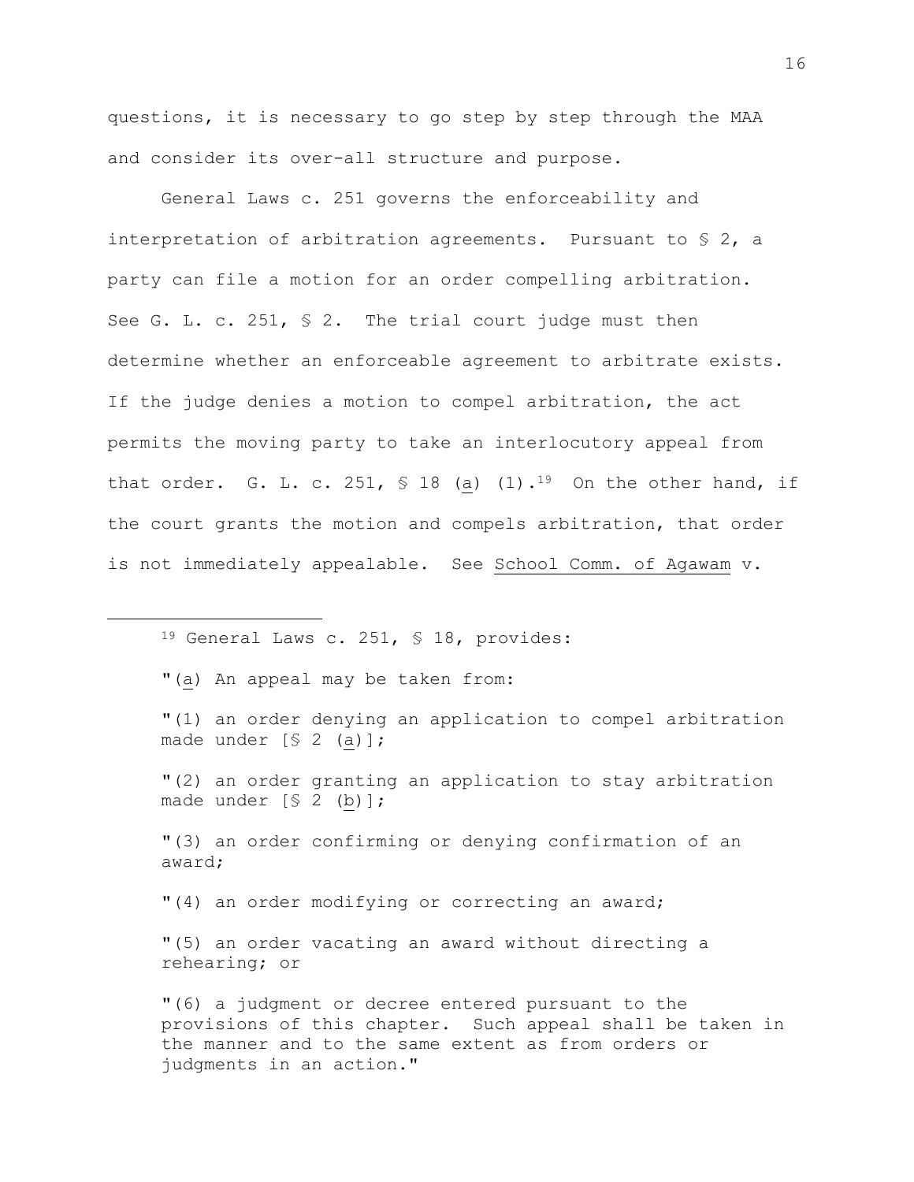questions, it is necessary to go step by step through the MAA and consider its over-all structure and purpose.

General Laws c. 251 governs the enforceability and interpretation of arbitration agreements. Pursuant to § 2, a party can file a motion for an order compelling arbitration. See G. L. c. 251, § 2. The trial court judge must then determine whether an enforceable agreement to arbitrate exists. If the judge denies a motion to compel arbitration, the act permits the moving party to take an interlocutory appeal from that order. G. L. c. 251, § 18 (a) (1).[19] On the other hand, if the court grants the motion and compels arbitration, that order is not immediately appealable. See School Comm. of Agawam v.

---

[19] General Laws c. 251, § 18, provides:

"(a) An appeal may be taken from:

"(1) an order denying an application to compel arbitration made under [§ 2 (a)];

"(2) an order granting an application to stay arbitration made under [§ 2 (b)];

"(3) an order confirming or denying confirmation of an award;

"(4) an order modifying or correcting an award;

"(5) an order vacating an award without directing a rehearing; or

"(6) a judgment or decree entered pursuant to the provisions of this chapter. Such appeal shall be taken in the manner and to the same extent as from orders or judgments in an action."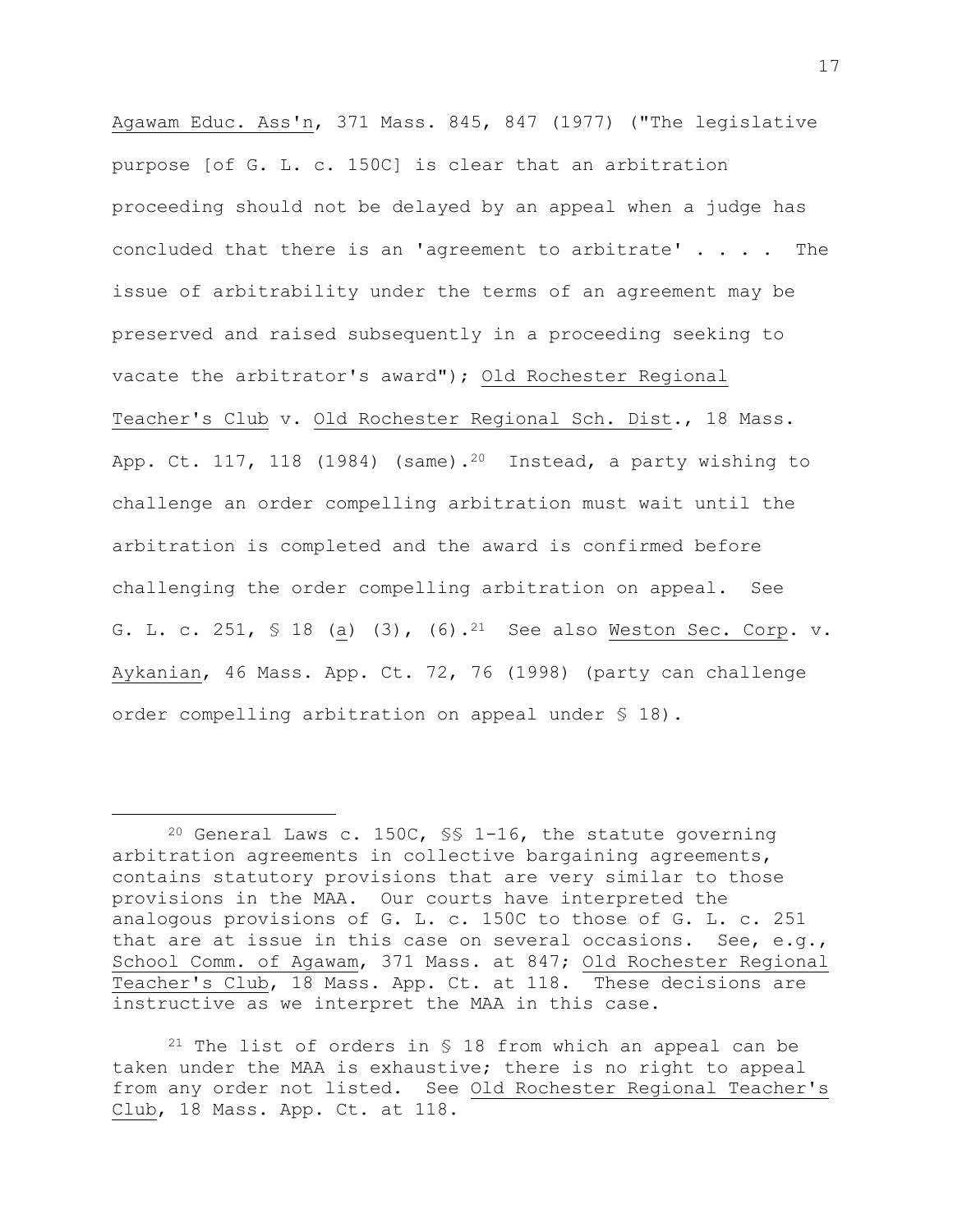Agawam Educ. Ass'n, 371 Mass. 845, 847 (1977) ("The legislative purpose [of G. L. c. 150C] is clear that an arbitration proceeding should not be delayed by an appeal when a judge has concluded that there is an 'agreement to arbitrate' . . . . The issue of arbitrability under the terms of an agreement may be preserved and raised subsequently in a proceeding seeking to vacate the arbitrator's award"); Old Rochester Regional Teacher's Club v. Old Rochester Regional Sch. Dist., 18 Mass. App. Ct. 117, 118 (1984) (same).[20] Instead, a party wishing to challenge an order compelling arbitration must wait until the arbitration is completed and the award is confirmed before challenging the order compelling arbitration on appeal. See G. L. c. 251, § 18 (a) (3), (6).[21] See also Weston Sec. Corp. v. Aykanian, 46 Mass. App. Ct. 72, 76 (1998) (party can challenge order compelling arbitration on appeal under § 18).

---

[20] General Laws c. 150C, §§ 1-16, the statute governing arbitration agreements in collective bargaining agreements, contains statutory provisions that are very similar to those provisions in the MAA. Our courts have interpreted the analogous provisions of G. L. c. 150C to those of G. L. c. 251 that are at issue in this case on several occasions. See, e.g., School Comm. of Agawam, 371 Mass. at 847; Old Rochester Regional Teacher's Club, 18 Mass. App. Ct. at 118. These decisions are instructive as we interpret the MAA in this case.

[21] The list of orders in § 18 from which an appeal can be taken under the MAA is exhaustive; there is no right to appeal from any order not listed. See Old Rochester Regional Teacher's Club, 18 Mass. App. Ct. at 118.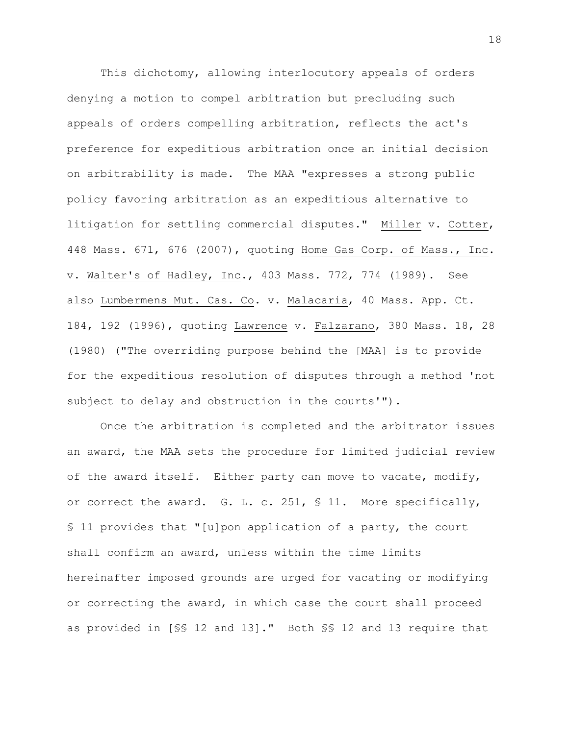This dichotomy, allowing interlocutory appeals of orders denying a motion to compel arbitration but precluding such appeals of orders compelling arbitration, reflects the act's preference for expeditious arbitration once an initial decision on arbitrability is made. The MAA "expresses a strong public policy favoring arbitration as an expeditious alternative to litigation for settling commercial disputes." Miller v. Cotter, 448 Mass. 671, 676 (2007), quoting Home Gas Corp. of Mass., Inc. v. Walter's of Hadley, Inc., 403 Mass. 772, 774 (1989). See also Lumbermens Mut. Cas. Co. v. Malacaria, 40 Mass. App. Ct. 184, 192 (1996), quoting Lawrence v. Falzarano, 380 Mass. 18, 28 (1980) ("The overriding purpose behind the [MAA] is to provide for the expeditious resolution of disputes through a method 'not subject to delay and obstruction in the courts'").

Once the arbitration is completed and the arbitrator issues an award, the MAA sets the procedure for limited judicial review of the award itself. Either party can move to vacate, modify, or correct the award. G. L. c. 251, § 11. More specifically, § 11 provides that "[u]pon application of a party, the court shall confirm an award, unless within the time limits hereinafter imposed grounds are urged for vacating or modifying or correcting the award, in which case the court shall proceed as provided in [§§ 12 and 13]." Both §§ 12 and 13 require that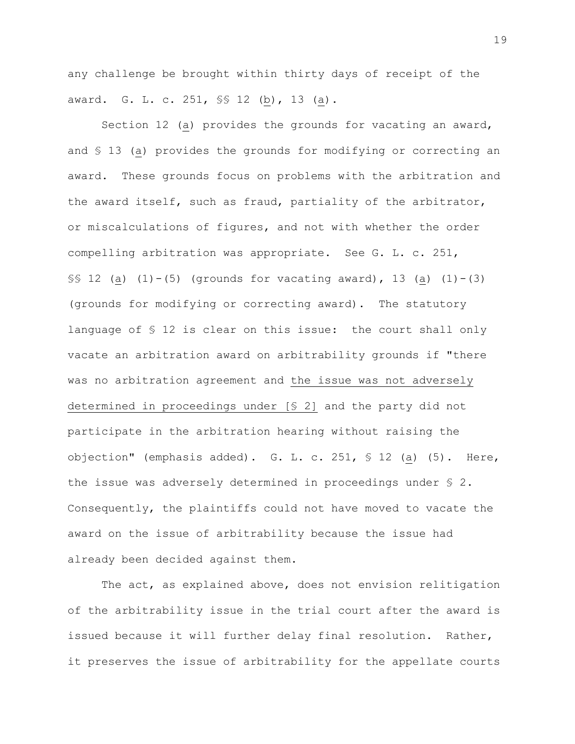any challenge be brought within thirty days of receipt of the award. G. L. c. 251, §§ 12 (b), 13 (a).

Section 12 (a) provides the grounds for vacating an award, and § 13 (a) provides the grounds for modifying or correcting an award. These grounds focus on problems with the arbitration and the award itself, such as fraud, partiality of the arbitrator, or miscalculations of figures, and not with whether the order compelling arbitration was appropriate. See G. L. c. 251, §§ 12 (a) (1)-(5) (grounds for vacating award), 13 (a) (1)-(3) (grounds for modifying or correcting award). The statutory language of § 12 is clear on this issue: the court shall only vacate an arbitration award on arbitrability grounds if "there was no arbitration agreement and <u>the issue was not adversely determined in proceedings under [§ 2]</u> and the party did not participate in the arbitration hearing without raising the objection" (emphasis added). G. L. c. 251, § 12 (a) (5). Here, the issue was adversely determined in proceedings under § 2. Consequently, the plaintiffs could not have moved to vacate the award on the issue of arbitrability because the issue had already been decided against them.

The act, as explained above, does not envision relitigation of the arbitrability issue in the trial court after the award is issued because it will further delay final resolution. Rather, it preserves the issue of arbitrability for the appellate courts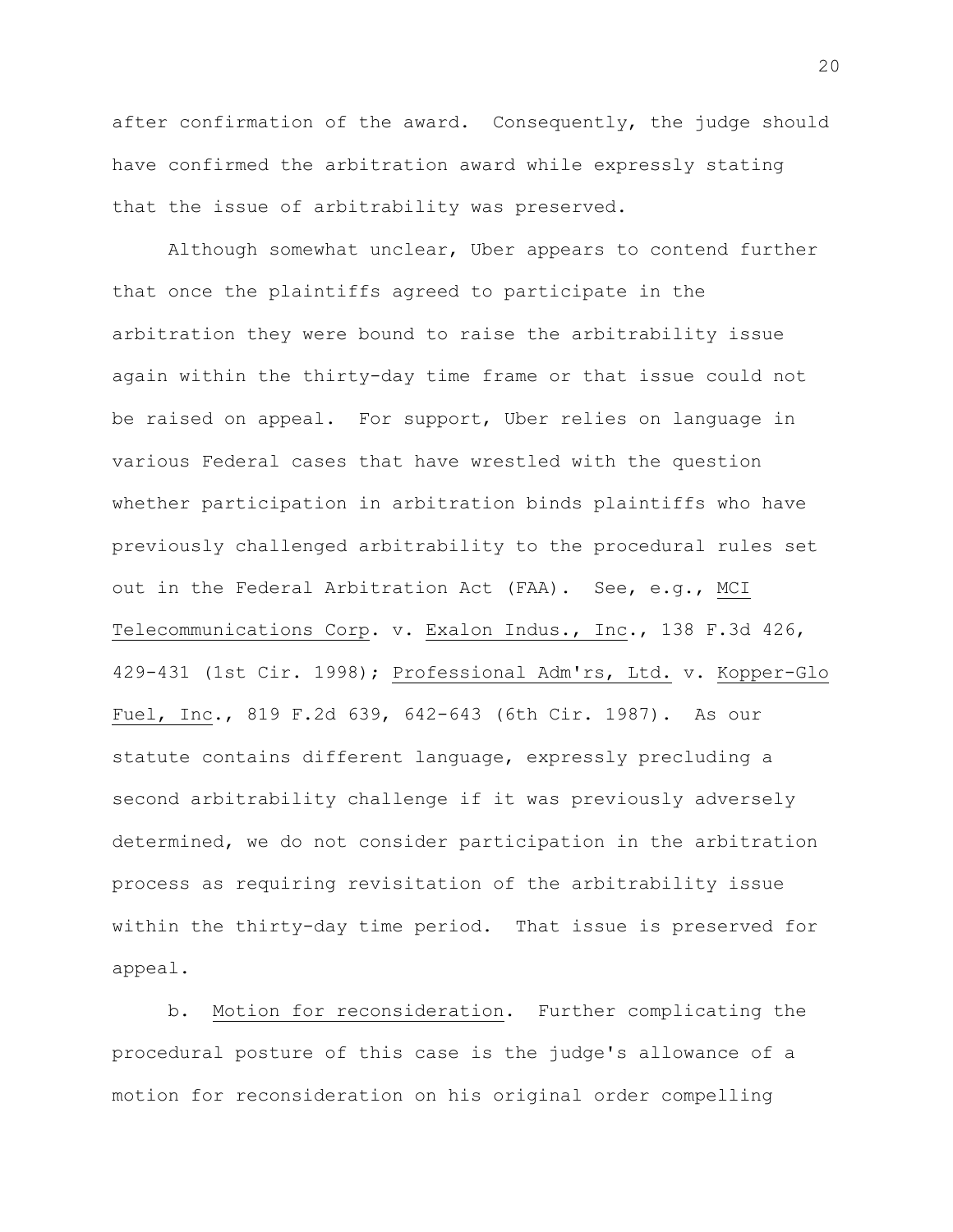after confirmation of the award. Consequently, the judge should have confirmed the arbitration award while expressly stating that the issue of arbitrability was preserved.

Although somewhat unclear, Uber appears to contend further that once the plaintiffs agreed to participate in the arbitration they were bound to raise the arbitrability issue again within the thirty-day time frame or that issue could not be raised on appeal. For support, Uber relies on language in various Federal cases that have wrestled with the question whether participation in arbitration binds plaintiffs who have previously challenged arbitrability to the procedural rules set out in the Federal Arbitration Act (FAA). See, e.g., MCI Telecommunications Corp. v. Exalon Indus., Inc., 138 F.3d 426, 429-431 (1st Cir. 1998); Professional Adm'rs, Ltd. v. Kopper-Glo Fuel, Inc., 819 F.2d 639, 642-643 (6th Cir. 1987). As our statute contains different language, expressly precluding a second arbitrability challenge if it was previously adversely determined, we do not consider participation in the arbitration process as requiring revisitation of the arbitrability issue within the thirty-day time period. That issue is preserved for appeal.

b. Motion for reconsideration. Further complicating the procedural posture of this case is the judge's allowance of a motion for reconsideration on his original order compelling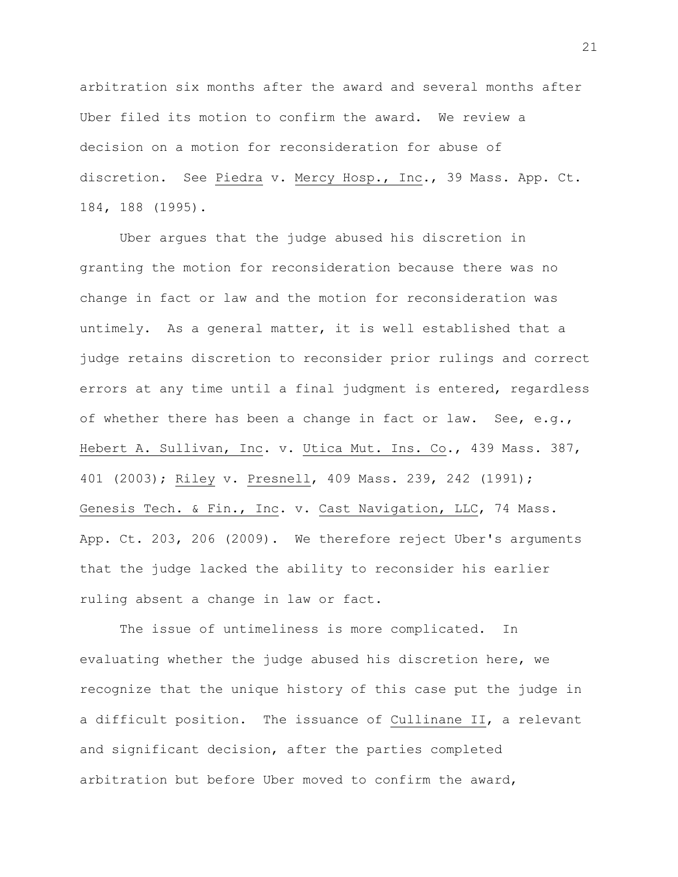arbitration six months after the award and several months after Uber filed its motion to confirm the award. We review a decision on a motion for reconsideration for abuse of discretion. See Piedra v. Mercy Hosp., Inc., 39 Mass. App. Ct. 184, 188 (1995).

Uber argues that the judge abused his discretion in granting the motion for reconsideration because there was no change in fact or law and the motion for reconsideration was untimely. As a general matter, it is well established that a judge retains discretion to reconsider prior rulings and correct errors at any time until a final judgment is entered, regardless of whether there has been a change in fact or law. See, e.g., Hebert A. Sullivan, Inc. v. Utica Mut. Ins. Co., 439 Mass. 387, 401 (2003); Riley v. Presnell, 409 Mass. 239, 242 (1991); Genesis Tech. & Fin., Inc. v. Cast Navigation, LLC, 74 Mass. App. Ct. 203, 206 (2009). We therefore reject Uber's arguments that the judge lacked the ability to reconsider his earlier ruling absent a change in law or fact.

The issue of untimeliness is more complicated. In evaluating whether the judge abused his discretion here, we recognize that the unique history of this case put the judge in a difficult position. The issuance of Cullinane II, a relevant and significant decision, after the parties completed arbitration but before Uber moved to confirm the award,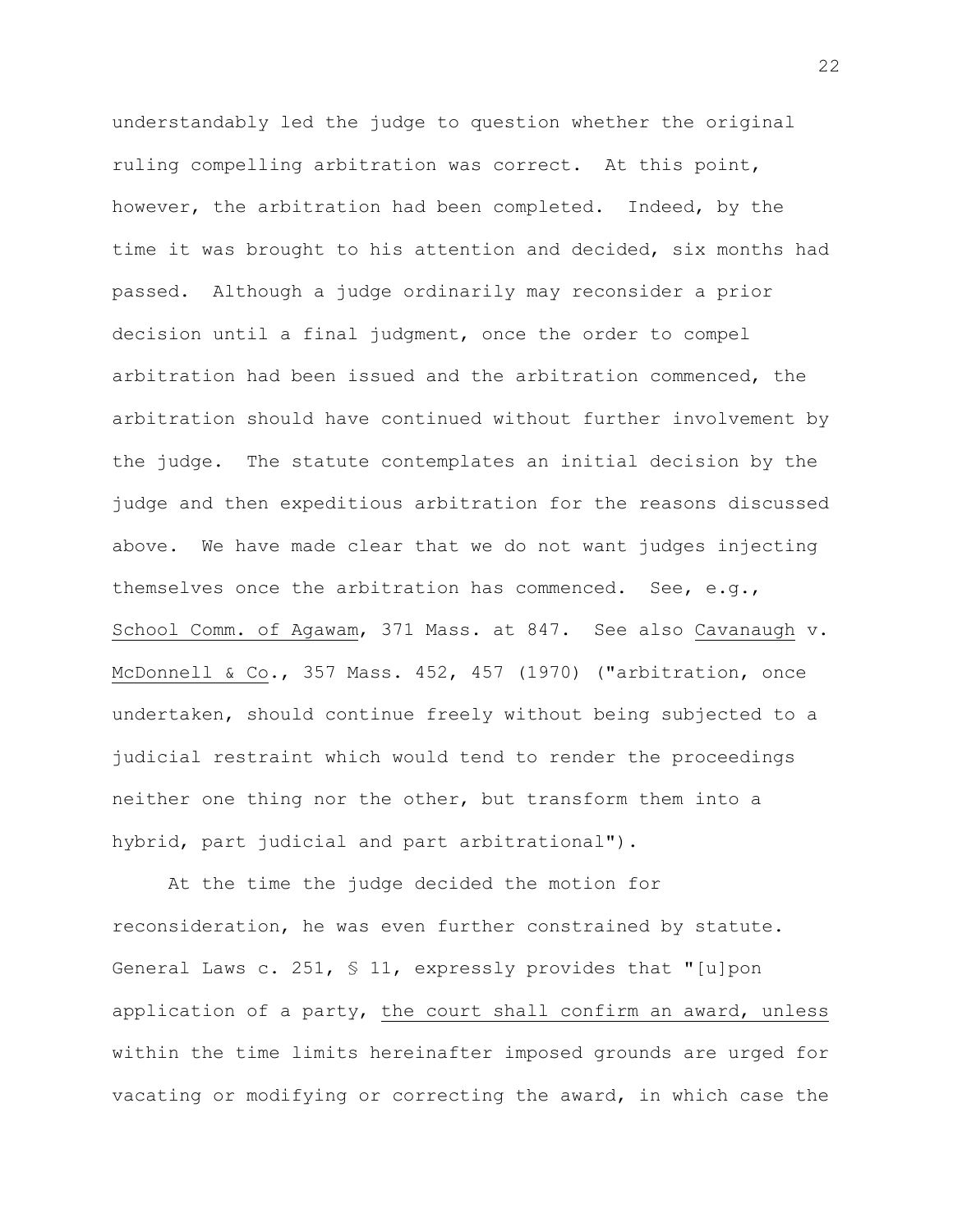understandably led the judge to question whether the original ruling compelling arbitration was correct. At this point, however, the arbitration had been completed. Indeed, by the time it was brought to his attention and decided, six months had passed. Although a judge ordinarily may reconsider a prior decision until a final judgment, once the order to compel arbitration had been issued and the arbitration commenced, the arbitration should have continued without further involvement by the judge. The statute contemplates an initial decision by the judge and then expeditious arbitration for the reasons discussed above. We have made clear that we do not want judges injecting themselves once the arbitration has commenced. See, e.g., School Comm. of Agawam, 371 Mass. at 847. See also Cavanaugh v. McDonnell & Co., 357 Mass. 452, 457 (1970) ("arbitration, once undertaken, should continue freely without being subjected to a judicial restraint which would tend to render the proceedings neither one thing nor the other, but transform them into a hybrid, part judicial and part arbitrational").

At the time the judge decided the motion for reconsideration, he was even further constrained by statute. General Laws c. 251, § 11, expressly provides that "[u]pon application of a party, the court shall confirm an award, unless within the time limits hereinafter imposed grounds are urged for vacating or modifying or correcting the award, in which case the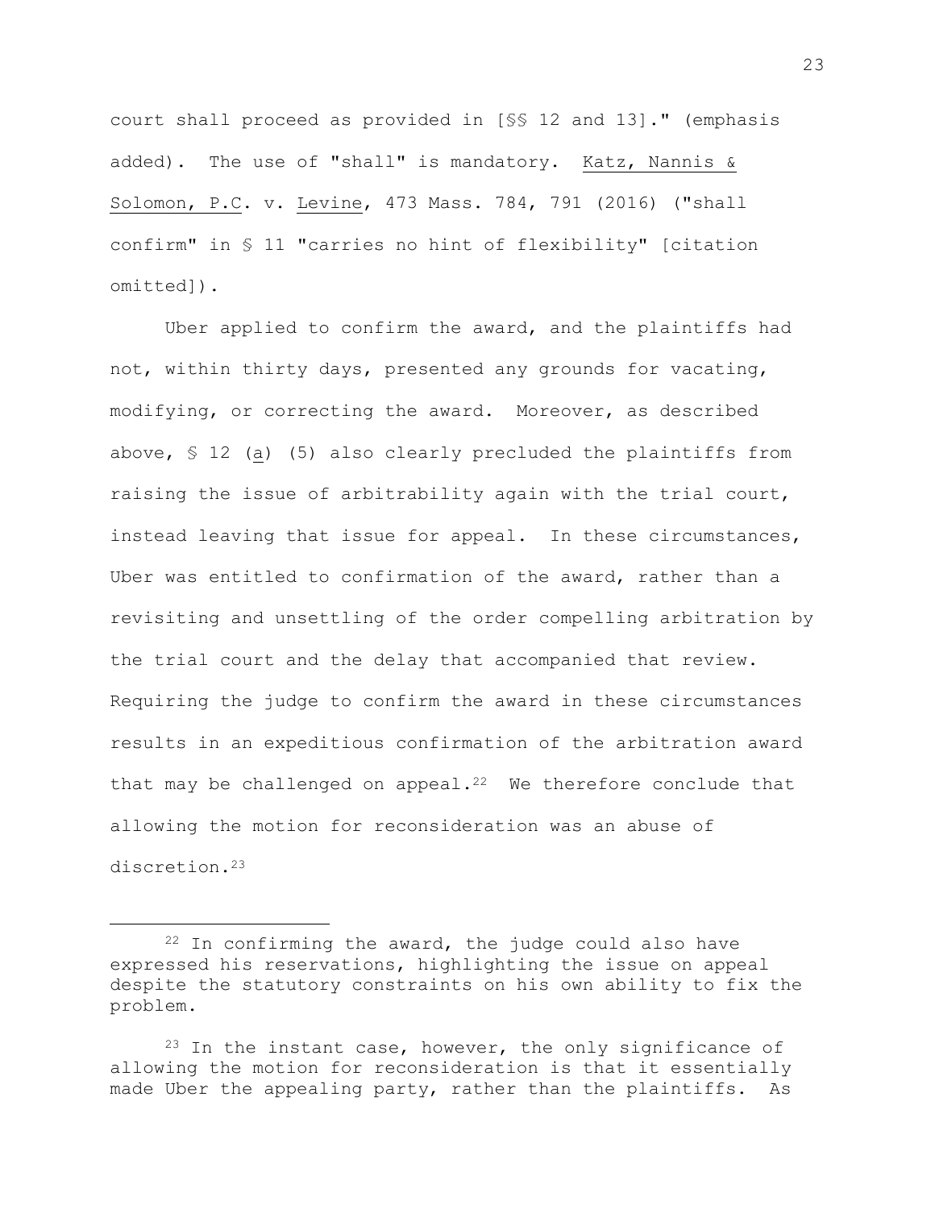court shall proceed as provided in [§§ 12 and 13]." (emphasis added). The use of "shall" is mandatory. Katz, Nannis & Solomon, P.C. v. Levine, 473 Mass. 784, 791 (2016) ("shall confirm" in § 11 "carries no hint of flexibility" [citation omitted]).

Uber applied to confirm the award, and the plaintiffs had not, within thirty days, presented any grounds for vacating, modifying, or correcting the award. Moreover, as described above, § 12 (a) (5) also clearly precluded the plaintiffs from raising the issue of arbitrability again with the trial court, instead leaving that issue for appeal. In these circumstances, Uber was entitled to confirmation of the award, rather than a revisiting and unsettling of the order compelling arbitration by the trial court and the delay that accompanied that review. Requiring the judge to confirm the award in these circumstances results in an expeditious confirmation of the arbitration award that may be challenged on appeal.[22] We therefore conclude that allowing the motion for reconsideration was an abuse of discretion.[23]

---

[22] In confirming the award, the judge could also have expressed his reservations, highlighting the issue on appeal despite the statutory constraints on his own ability to fix the problem.

[23] In the instant case, however, the only significance of allowing the motion for reconsideration is that it essentially made Uber the appealing party, rather than the plaintiffs. As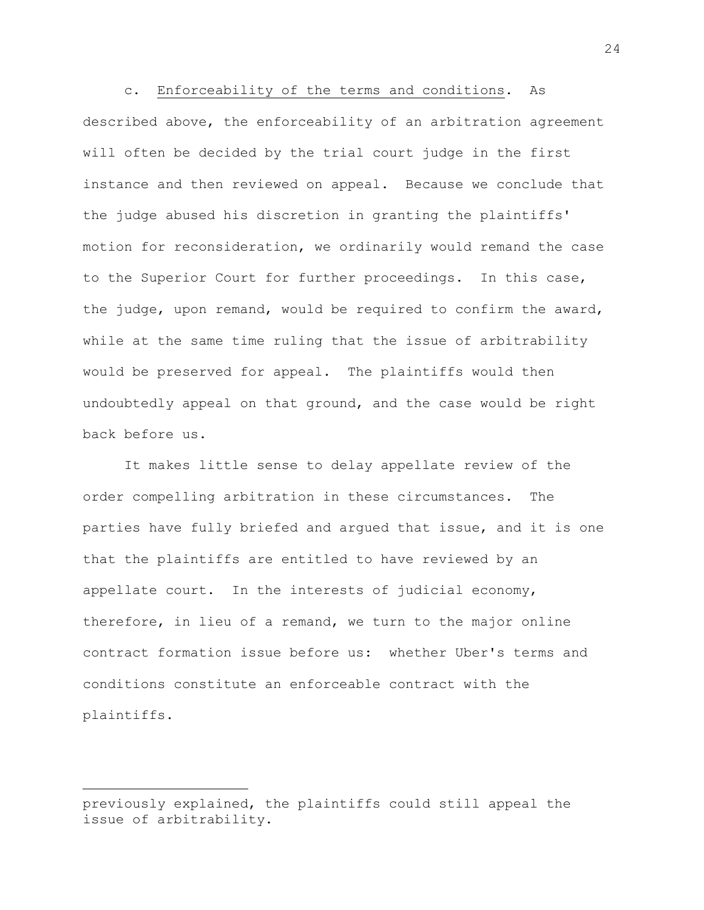c. Enforceability of the terms and conditions. As described above, the enforceability of an arbitration agreement will often be decided by the trial court judge in the first instance and then reviewed on appeal. Because we conclude that the judge abused his discretion in granting the plaintiffs' motion for reconsideration, we ordinarily would remand the case to the Superior Court for further proceedings. In this case, the judge, upon remand, would be required to confirm the award, while at the same time ruling that the issue of arbitrability would be preserved for appeal. The plaintiffs would then undoubtedly appeal on that ground, and the case would be right back before us.

It makes little sense to delay appellate review of the order compelling arbitration in these circumstances. The parties have fully briefed and argued that issue, and it is one that the plaintiffs are entitled to have reviewed by an appellate court. In the interests of judicial economy, therefore, in lieu of a remand, we turn to the major online contract formation issue before us: whether Uber's terms and conditions constitute an enforceable contract with the plaintiffs.

---

previously explained, the plaintiffs could still appeal the issue of arbitrability.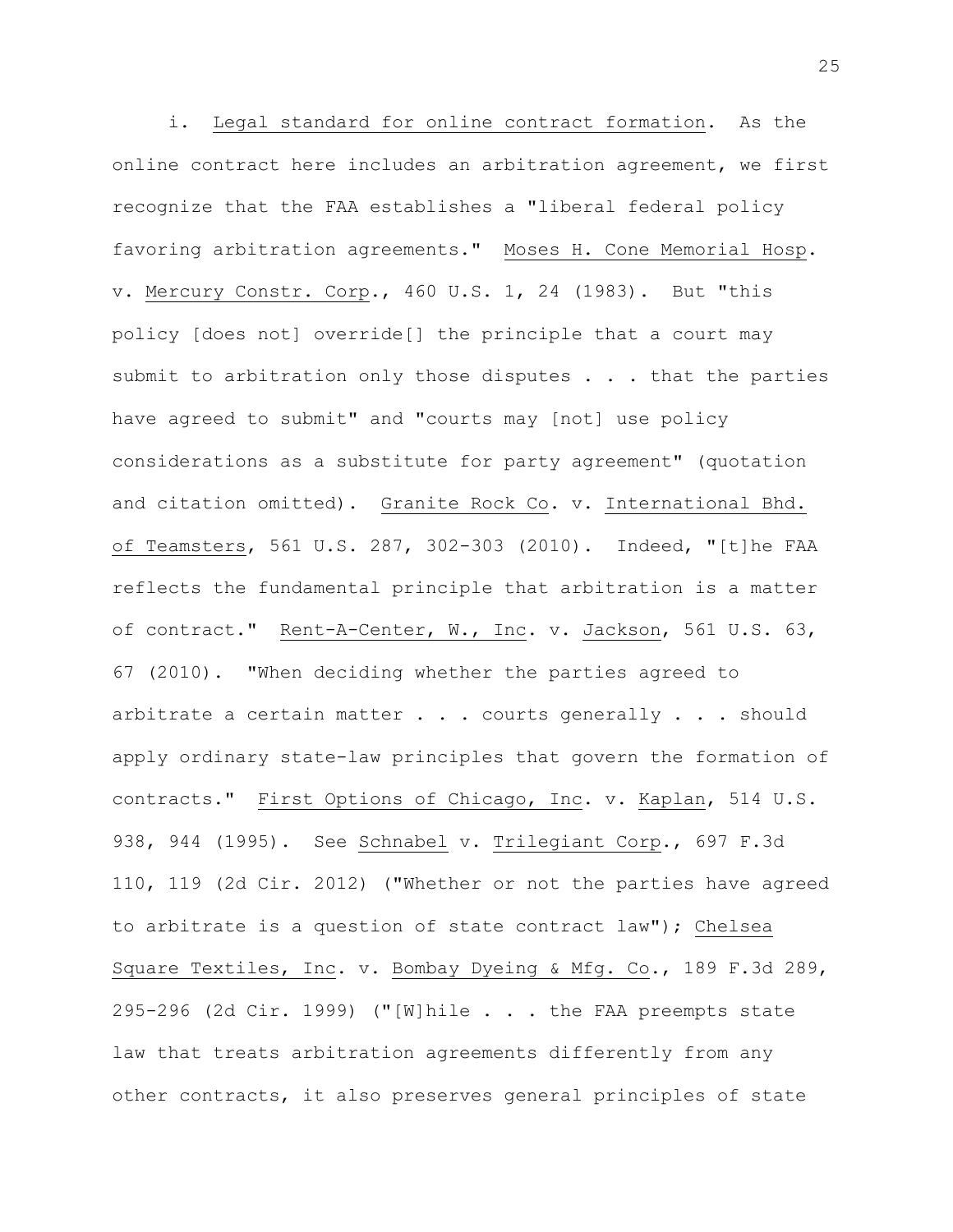i. Legal standard for online contract formation. As the online contract here includes an arbitration agreement, we first recognize that the FAA establishes a "liberal federal policy favoring arbitration agreements." Moses H. Cone Memorial Hosp. v. Mercury Constr. Corp., 460 U.S. 1, 24 (1983). But "this policy [does not] override[] the principle that a court may submit to arbitration only those disputes . . . that the parties have agreed to submit" and "courts may [not] use policy considerations as a substitute for party agreement" (quotation and citation omitted). Granite Rock Co. v. International Bhd. of Teamsters, 561 U.S. 287, 302-303 (2010). Indeed, "[t]he FAA reflects the fundamental principle that arbitration is a matter of contract." Rent-A-Center, W., Inc. v. Jackson, 561 U.S. 63, 67 (2010). "When deciding whether the parties agreed to arbitrate a certain matter . . . courts generally . . . should apply ordinary state-law principles that govern the formation of contracts." First Options of Chicago, Inc. v. Kaplan, 514 U.S. 938, 944 (1995). See Schnabel v. Trilegiant Corp., 697 F.3d 110, 119 (2d Cir. 2012) ("Whether or not the parties have agreed to arbitrate is a question of state contract law"); Chelsea Square Textiles, Inc. v. Bombay Dyeing & Mfg. Co., 189 F.3d 289, 295-296 (2d Cir. 1999) ("[W]hile . . . the FAA preempts state law that treats arbitration agreements differently from any other contracts, it also preserves general principles of state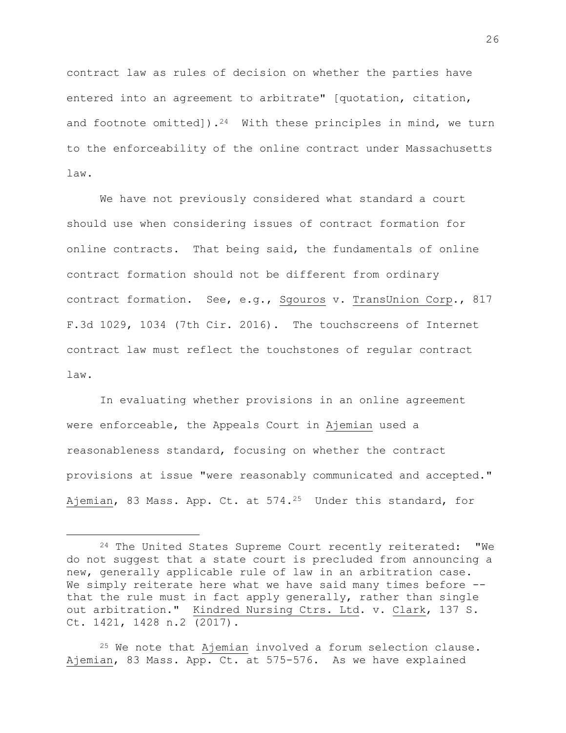contract law as rules of decision on whether the parties have entered into an agreement to arbitrate" [quotation, citation, and footnote omitted]).[24] With these principles in mind, we turn to the enforceability of the online contract under Massachusetts law.

We have not previously considered what standard a court should use when considering issues of contract formation for online contracts. That being said, the fundamentals of online contract formation should not be different from ordinary contract formation. See, e.g., Sgouros v. TransUnion Corp., 817 F.3d 1029, 1034 (7th Cir. 2016). The touchscreens of Internet contract law must reflect the touchstones of regular contract law.

In evaluating whether provisions in an online agreement were enforceable, the Appeals Court in Ajemian used a reasonableness standard, focusing on whether the contract provisions at issue "were reasonably communicated and accepted." Ajemian, 83 Mass. App. Ct. at 574.[25] Under this standard, for

---

[24] The United States Supreme Court recently reiterated: "We do not suggest that a state court is precluded from announcing a new, generally applicable rule of law in an arbitration case. We simply reiterate here what we have said many times before -- that the rule must in fact apply generally, rather than single out arbitration." Kindred Nursing Ctrs. Ltd. v. Clark, 137 S. Ct. 1421, 1428 n.2 (2017).

[25] We note that Ajemian involved a forum selection clause. Ajemian, 83 Mass. App. Ct. at 575-576. As we have explained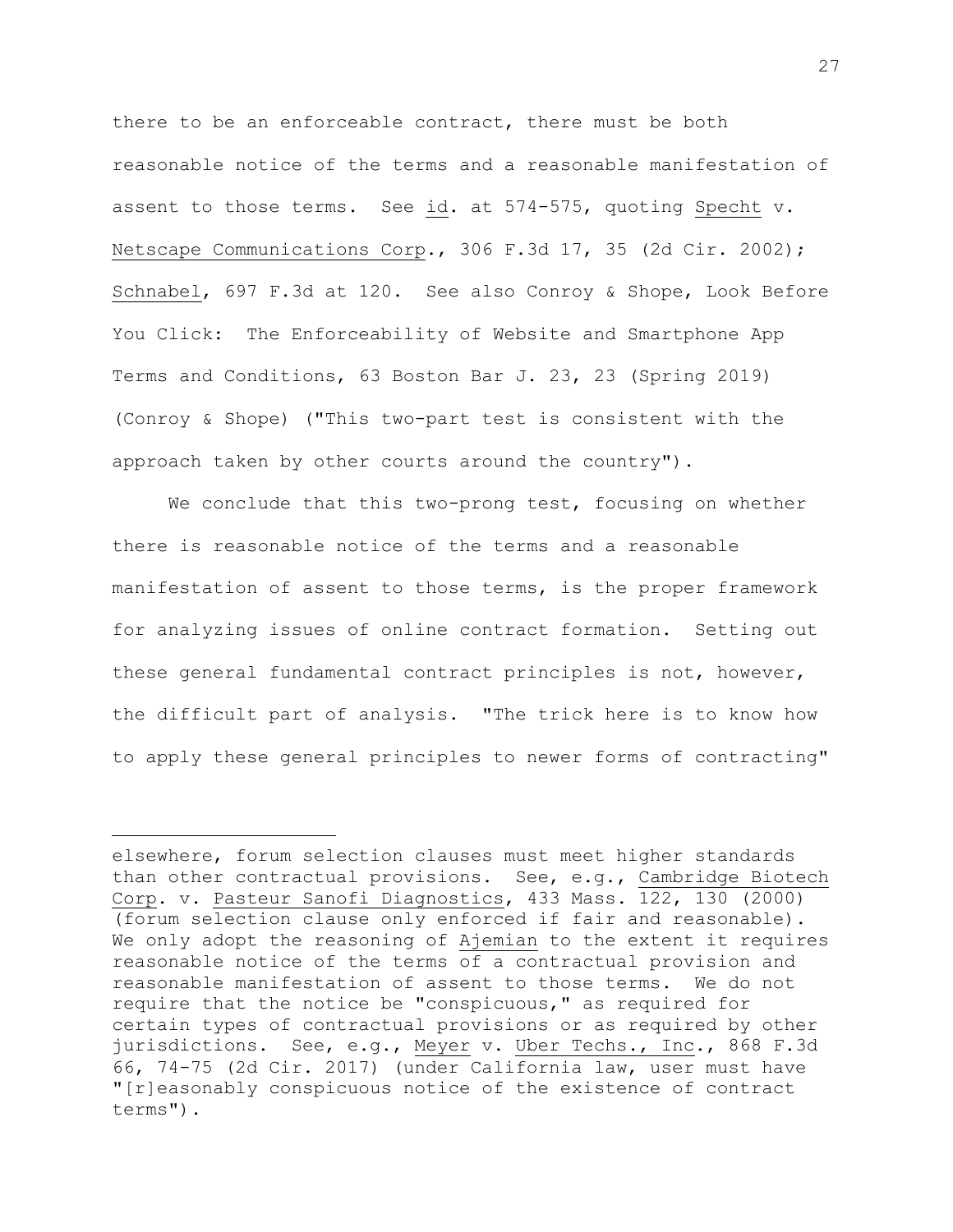there to be an enforceable contract, there must be both reasonable notice of the terms and a reasonable manifestation of assent to those terms. See id. at 574-575, quoting Specht v. Netscape Communications Corp., 306 F.3d 17, 35 (2d Cir. 2002); Schnabel, 697 F.3d at 120. See also Conroy & Shope, Look Before You Click: The Enforceability of Website and Smartphone App Terms and Conditions, 63 Boston Bar J. 23, 23 (Spring 2019) (Conroy & Shope) ("This two-part test is consistent with the approach taken by other courts around the country").

We conclude that this two-prong test, focusing on whether there is reasonable notice of the terms and a reasonable manifestation of assent to those terms, is the proper framework for analyzing issues of online contract formation. Setting out these general fundamental contract principles is not, however, the difficult part of analysis. "The trick here is to know how to apply these general principles to newer forms of contracting"

---

elsewhere, forum selection clauses must meet higher standards than other contractual provisions. See, e.g., Cambridge Biotech Corp. v. Pasteur Sanofi Diagnostics, 433 Mass. 122, 130 (2000) (forum selection clause only enforced if fair and reasonable). We only adopt the reasoning of Ajemian to the extent it requires reasonable notice of the terms of a contractual provision and reasonable manifestation of assent to those terms. We do not require that the notice be "conspicuous," as required for certain types of contractual provisions or as required by other jurisdictions. See, e.g., Meyer v. Uber Techs., Inc., 868 F.3d 66, 74-75 (2d Cir. 2017) (under California law, user must have "[r]easonably conspicuous notice of the existence of contract terms").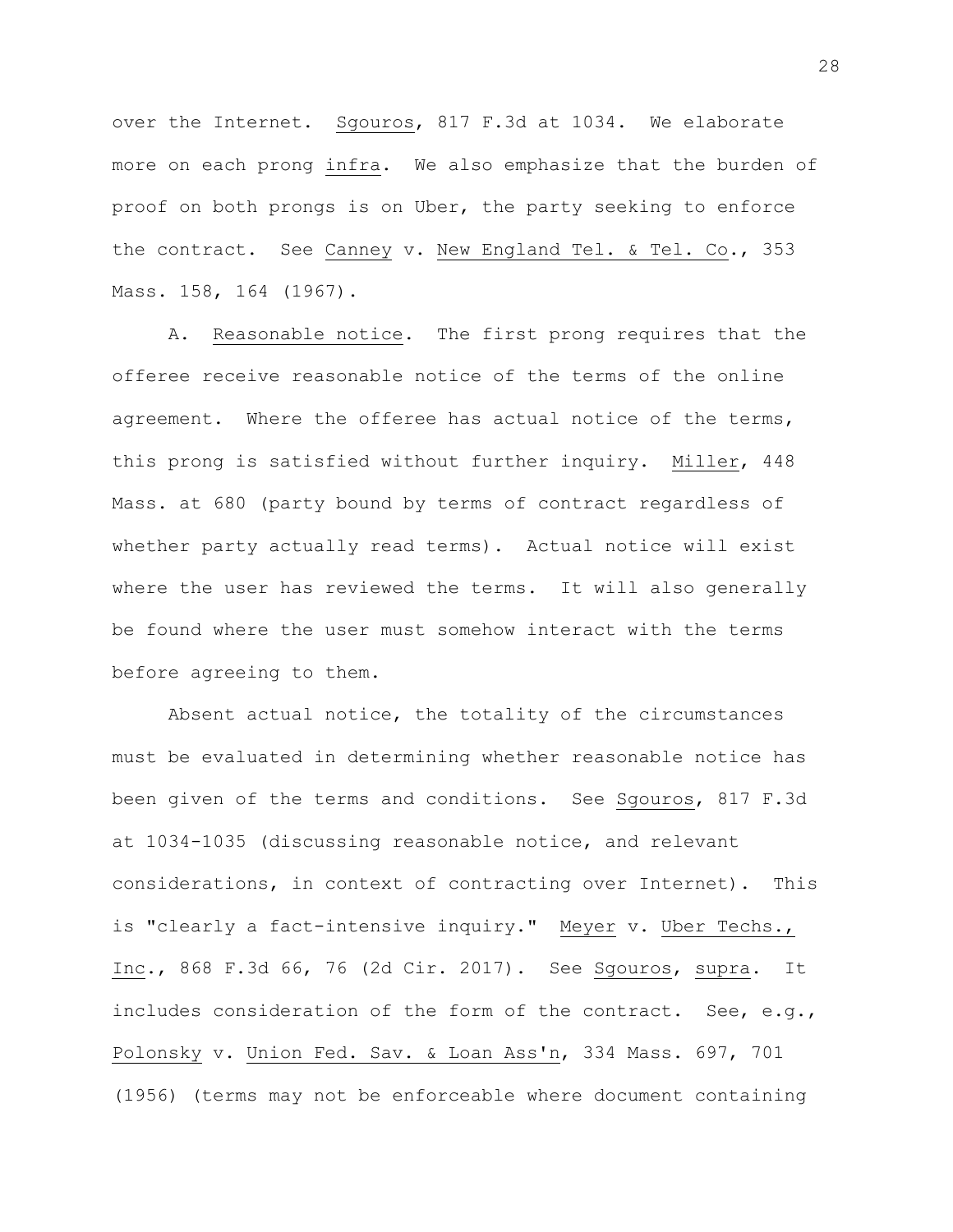over the Internet. Sgouros, 817 F.3d at 1034. We elaborate more on each prong infra. We also emphasize that the burden of proof on both prongs is on Uber, the party seeking to enforce the contract. See Canney v. New England Tel. & Tel. Co., 353 Mass. 158, 164 (1967).

A. Reasonable notice. The first prong requires that the offeree receive reasonable notice of the terms of the online agreement. Where the offeree has actual notice of the terms, this prong is satisfied without further inquiry. Miller, 448 Mass. at 680 (party bound by terms of contract regardless of whether party actually read terms). Actual notice will exist where the user has reviewed the terms. It will also generally be found where the user must somehow interact with the terms before agreeing to them.

Absent actual notice, the totality of the circumstances must be evaluated in determining whether reasonable notice has been given of the terms and conditions. See Sgouros, 817 F.3d at 1034-1035 (discussing reasonable notice, and relevant considerations, in context of contracting over Internet). This is "clearly a fact-intensive inquiry." Meyer v. Uber Techs., Inc., 868 F.3d 66, 76 (2d Cir. 2017). See Sgouros, supra. It includes consideration of the form of the contract. See, e.g., Polonsky v. Union Fed. Sav. & Loan Ass'n, 334 Mass. 697, 701 (1956) (terms may not be enforceable where document containing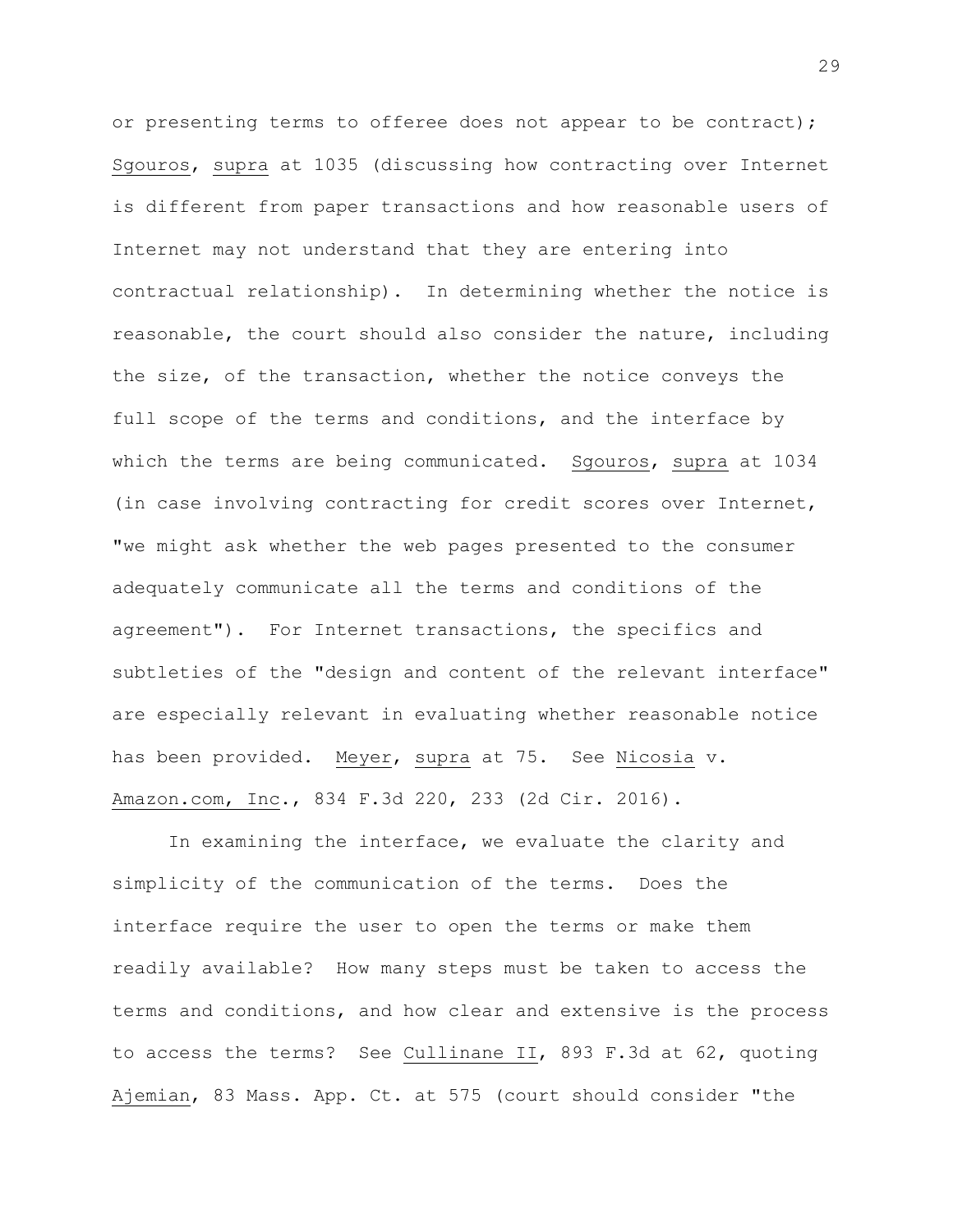or presenting terms to offeree does not appear to be contract); Sgouros, supra at 1035 (discussing how contracting over Internet is different from paper transactions and how reasonable users of Internet may not understand that they are entering into contractual relationship). In determining whether the notice is reasonable, the court should also consider the nature, including the size, of the transaction, whether the notice conveys the full scope of the terms and conditions, and the interface by which the terms are being communicated. Sgouros, supra at 1034 (in case involving contracting for credit scores over Internet, "we might ask whether the web pages presented to the consumer adequately communicate all the terms and conditions of the agreement"). For Internet transactions, the specifics and subtleties of the "design and content of the relevant interface" are especially relevant in evaluating whether reasonable notice has been provided. Meyer, supra at 75. See Nicosia v. Amazon.com, Inc., 834 F.3d 220, 233 (2d Cir. 2016).

In examining the interface, we evaluate the clarity and simplicity of the communication of the terms. Does the interface require the user to open the terms or make them readily available? How many steps must be taken to access the terms and conditions, and how clear and extensive is the process to access the terms? See Cullinane II, 893 F.3d at 62, quoting Ajemian, 83 Mass. App. Ct. at 575 (court should consider "the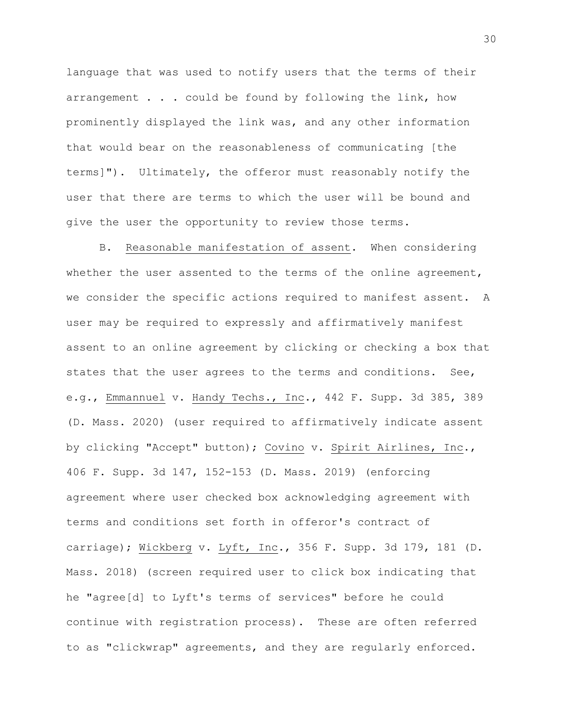language that was used to notify users that the terms of their arrangement . . . could be found by following the link, how prominently displayed the link was, and any other information that would bear on the reasonableness of communicating [the terms]"). Ultimately, the offeror must reasonably notify the user that there are terms to which the user will be bound and give the user the opportunity to review those terms.

B. Reasonable manifestation of assent. When considering whether the user assented to the terms of the online agreement, we consider the specific actions required to manifest assent. A user may be required to expressly and affirmatively manifest assent to an online agreement by clicking or checking a box that states that the user agrees to the terms and conditions. See, e.g., Emmannuel v. Handy Techs., Inc., 442 F. Supp. 3d 385, 389 (D. Mass. 2020) (user required to affirmatively indicate assent by clicking "Accept" button); Covino v. Spirit Airlines, Inc., 406 F. Supp. 3d 147, 152-153 (D. Mass. 2019) (enforcing agreement where user checked box acknowledging agreement with terms and conditions set forth in offeror's contract of carriage); Wickberg v. Lyft, Inc., 356 F. Supp. 3d 179, 181 (D. Mass. 2018) (screen required user to click box indicating that he "agree[d] to Lyft's terms of services" before he could continue with registration process). These are often referred to as "clickwrap" agreements, and they are regularly enforced.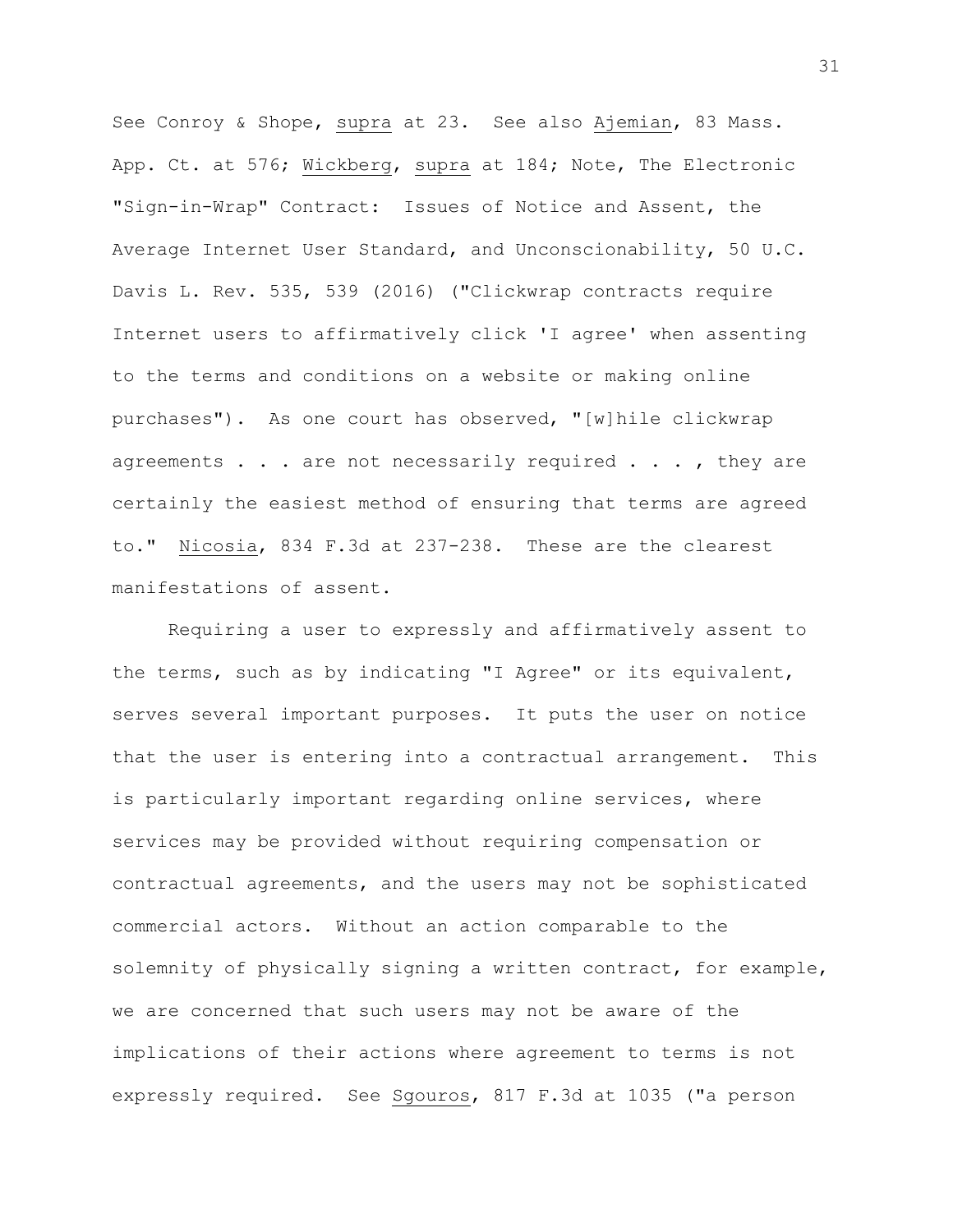See Conroy & Shope, _supra_ at 23. See also _Ajemian_, 83 Mass. App. Ct. at 576; _Wickberg_, _supra_ at 184; Note, The Electronic "Sign-in-Wrap" Contract: Issues of Notice and Assent, the Average Internet User Standard, and Unconscionability, 50 U.C. Davis L. Rev. 535, 539 (2016) ("Clickwrap contracts require Internet users to affirmatively click 'I agree' when assenting to the terms and conditions on a website or making online purchases"). As one court has observed, "[w]hile clickwrap agreements . . . are not necessarily required . . . , they are certainly the easiest method of ensuring that terms are agreed to." _Nicosia_, 834 F.3d at 237-238. These are the clearest manifestations of assent.

Requiring a user to expressly and affirmatively assent to the terms, such as by indicating "I Agree" or its equivalent, serves several important purposes. It puts the user on notice that the user is entering into a contractual arrangement. This is particularly important regarding online services, where services may be provided without requiring compensation or contractual agreements, and the users may not be sophisticated commercial actors. Without an action comparable to the solemnity of physically signing a written contract, for example, we are concerned that such users may not be aware of the implications of their actions where agreement to terms is not expressly required. See _Sgouros_, 817 F.3d at 1035 ("a person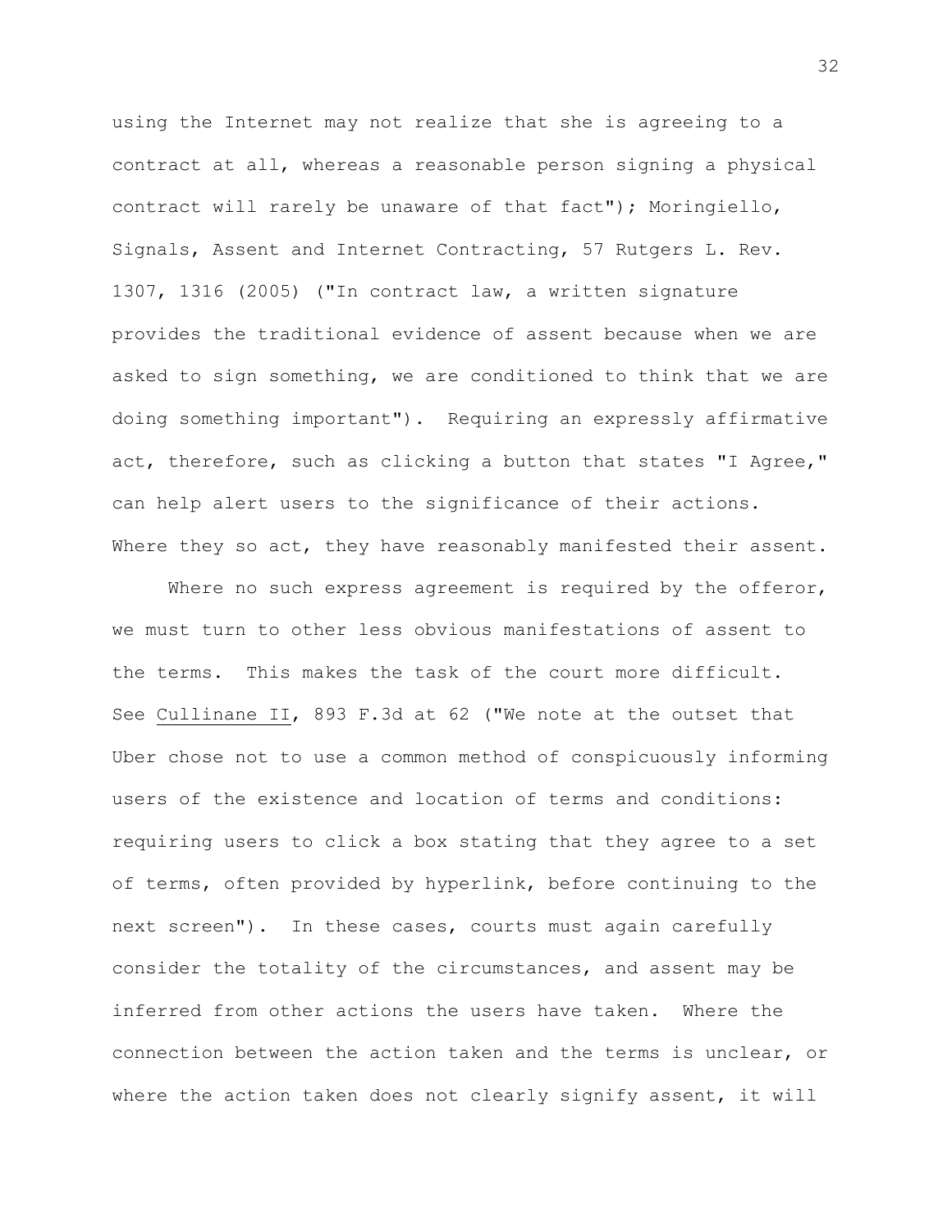using the Internet may not realize that she is agreeing to a contract at all, whereas a reasonable person signing a physical contract will rarely be unaware of that fact"); Moringiello, Signals, Assent and Internet Contracting, 57 Rutgers L. Rev. 1307, 1316 (2005) ("In contract law, a written signature provides the traditional evidence of assent because when we are asked to sign something, we are conditioned to think that we are doing something important"). Requiring an expressly affirmative act, therefore, such as clicking a button that states "I Agree," can help alert users to the significance of their actions. Where they so act, they have reasonably manifested their assent.

Where no such express agreement is required by the offeror, we must turn to other less obvious manifestations of assent to the terms. This makes the task of the court more difficult. See <u>Cullinane II</u>, 893 F.3d at 62 ("We note at the outset that Uber chose not to use a common method of conspicuously informing users of the existence and location of terms and conditions: requiring users to click a box stating that they agree to a set of terms, often provided by hyperlink, before continuing to the next screen"). In these cases, courts must again carefully consider the totality of the circumstances, and assent may be inferred from other actions the users have taken. Where the connection between the action taken and the terms is unclear, or where the action taken does not clearly signify assent, it will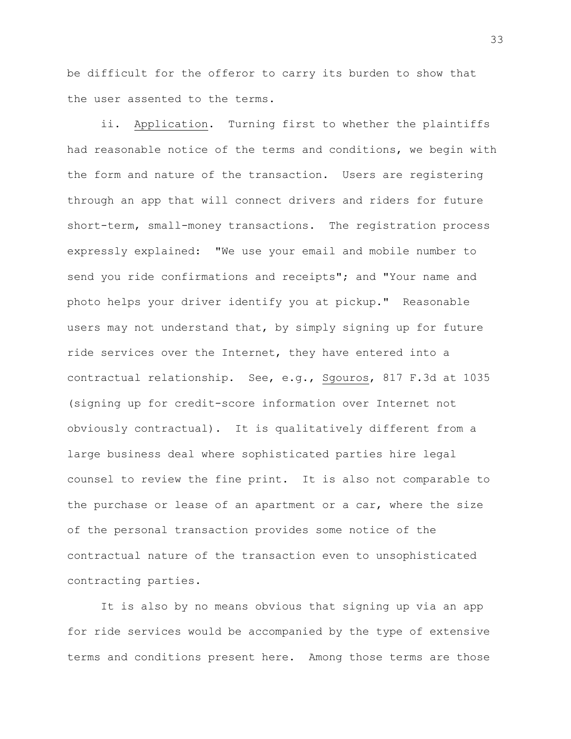be difficult for the offeror to carry its burden to show that the user assented to the terms.

ii. Application. Turning first to whether the plaintiffs had reasonable notice of the terms and conditions, we begin with the form and nature of the transaction. Users are registering through an app that will connect drivers and riders for future short-term, small-money transactions. The registration process expressly explained: "We use your email and mobile number to send you ride confirmations and receipts"; and "Your name and photo helps your driver identify you at pickup." Reasonable users may not understand that, by simply signing up for future ride services over the Internet, they have entered into a contractual relationship. See, e.g., Sgouros, 817 F.3d at 1035 (signing up for credit-score information over Internet not obviously contractual). It is qualitatively different from a large business deal where sophisticated parties hire legal counsel to review the fine print. It is also not comparable to the purchase or lease of an apartment or a car, where the size of the personal transaction provides some notice of the contractual nature of the transaction even to unsophisticated contracting parties.

It is also by no means obvious that signing up via an app for ride services would be accompanied by the type of extensive terms and conditions present here. Among those terms are those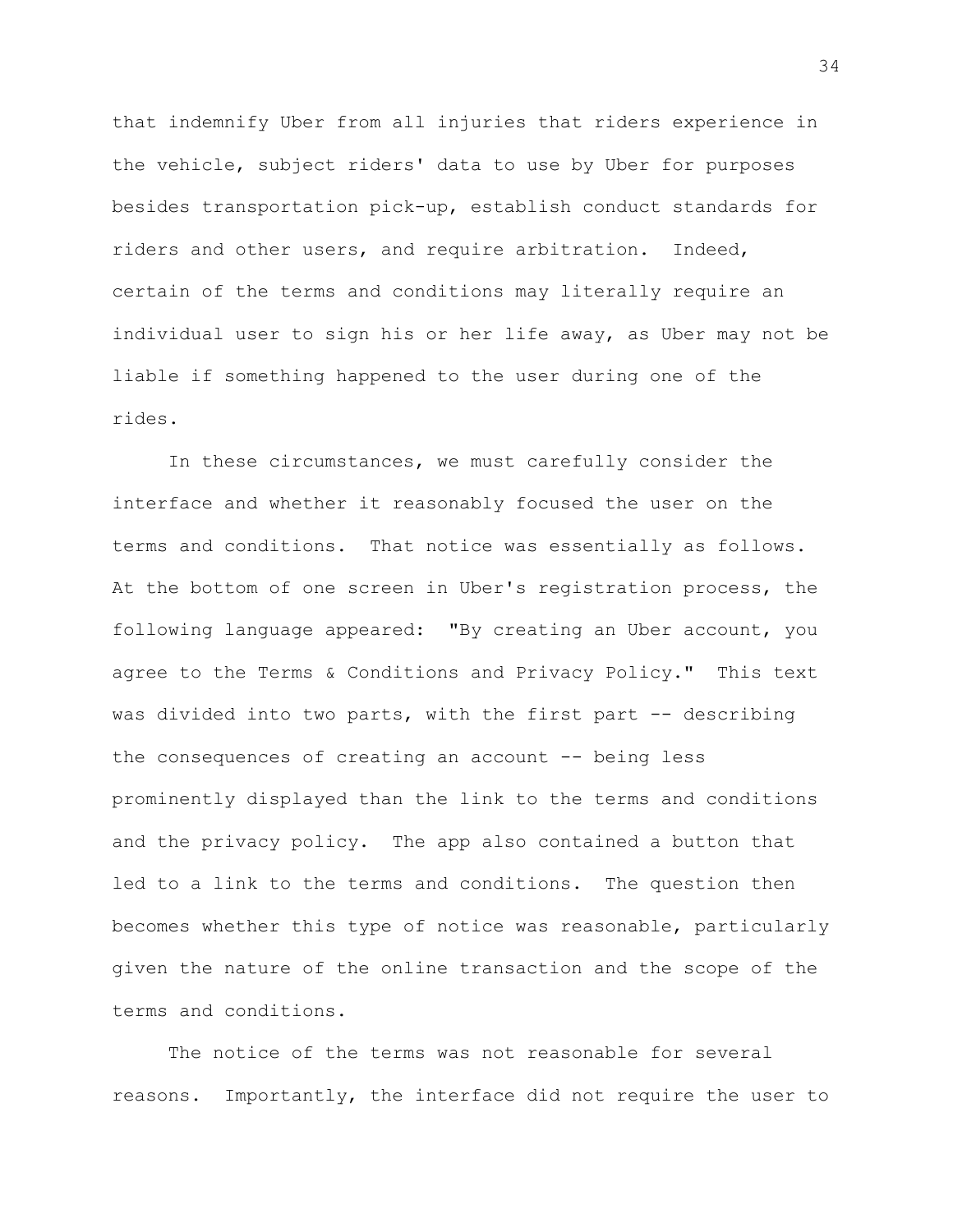that indemnify Uber from all injuries that riders experience in the vehicle, subject riders' data to use by Uber for purposes besides transportation pick-up, establish conduct standards for riders and other users, and require arbitration. Indeed, certain of the terms and conditions may literally require an individual user to sign his or her life away, as Uber may not be liable if something happened to the user during one of the rides.

In these circumstances, we must carefully consider the interface and whether it reasonably focused the user on the terms and conditions. That notice was essentially as follows. At the bottom of one screen in Uber's registration process, the following language appeared: "By creating an Uber account, you agree to the Terms & Conditions and Privacy Policy." This text was divided into two parts, with the first part -- describing the consequences of creating an account -- being less prominently displayed than the link to the terms and conditions and the privacy policy. The app also contained a button that led to a link to the terms and conditions. The question then becomes whether this type of notice was reasonable, particularly given the nature of the online transaction and the scope of the terms and conditions.

The notice of the terms was not reasonable for several reasons. Importantly, the interface did not require the user to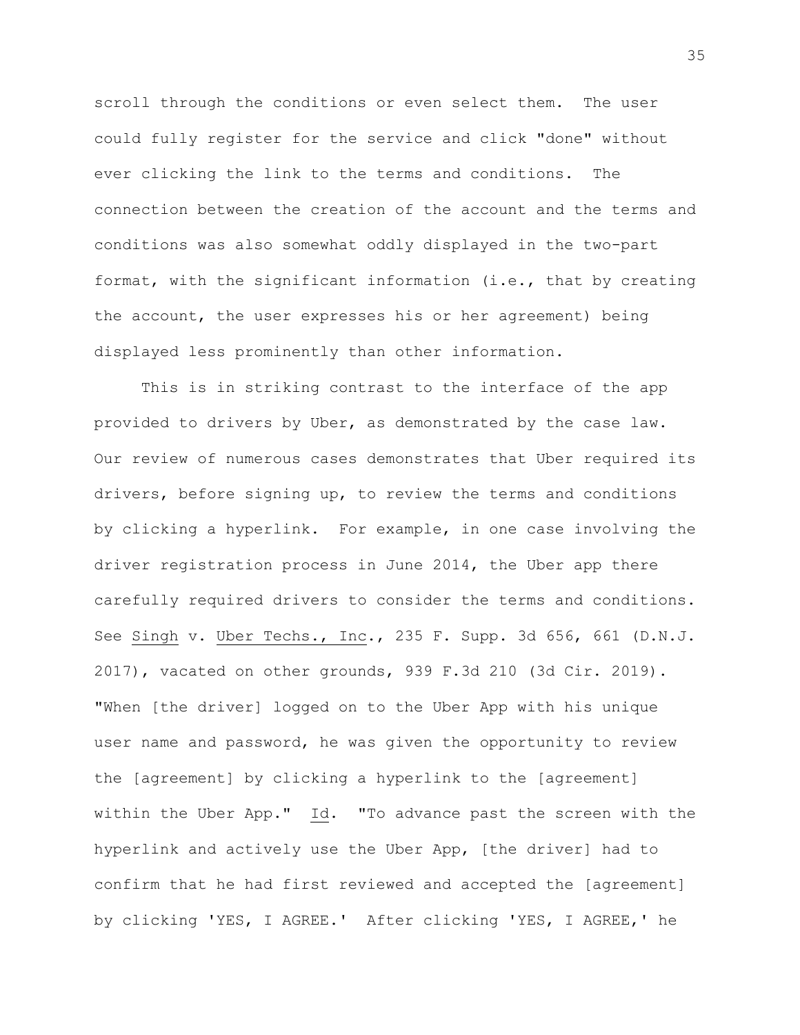scroll through the conditions or even select them. The user could fully register for the service and click "done" without ever clicking the link to the terms and conditions. The connection between the creation of the account and the terms and conditions was also somewhat oddly displayed in the two-part format, with the significant information (i.e., that by creating the account, the user expresses his or her agreement) being displayed less prominently than other information.

This is in striking contrast to the interface of the app provided to drivers by Uber, as demonstrated by the case law. Our review of numerous cases demonstrates that Uber required its drivers, before signing up, to review the terms and conditions by clicking a hyperlink. For example, in one case involving the driver registration process in June 2014, the Uber app there carefully required drivers to consider the terms and conditions. See <u>Singh</u> v. <u>Uber Techs., Inc</u>., 235 F. Supp. 3d 656, 661 (D.N.J. 2017), vacated on other grounds, 939 F.3d 210 (3d Cir. 2019). "When [the driver] logged on to the Uber App with his unique user name and password, he was given the opportunity to review the [agreement] by clicking a hyperlink to the [agreement] within the Uber App." <u>Id</u>. "To advance past the screen with the hyperlink and actively use the Uber App, [the driver] had to confirm that he had first reviewed and accepted the [agreement] by clicking 'YES, I AGREE.' After clicking 'YES, I AGREE,' he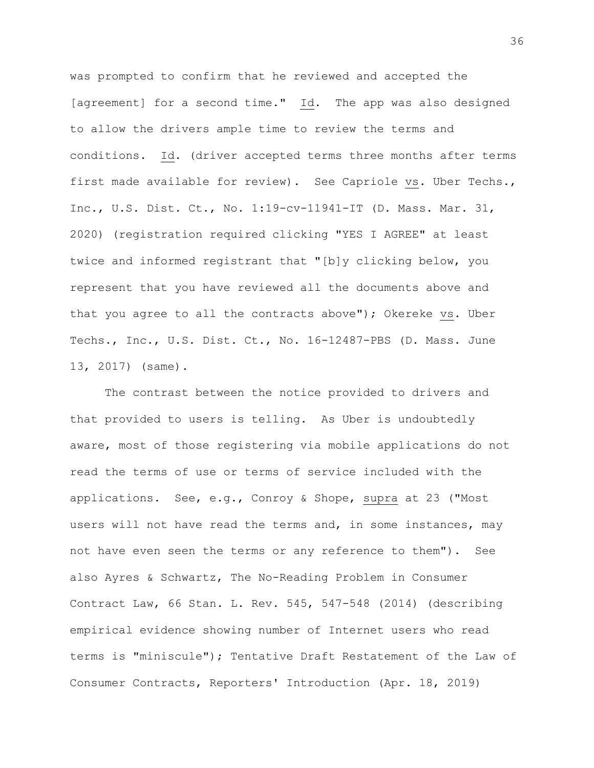was prompted to confirm that he reviewed and accepted the [agreement] for a second time." _Id_. The app was also designed to allow the drivers ample time to review the terms and conditions. _Id_. (driver accepted terms three months after terms first made available for review). See Capriole _vs_. Uber Techs., Inc., U.S. Dist. Ct., No. 1:19-cv-11941-IT (D. Mass. Mar. 31, 2020) (registration required clicking "YES I AGREE" at least twice and informed registrant that "[b]y clicking below, you represent that you have reviewed all the documents above and that you agree to all the contracts above"); Okereke _vs_. Uber Techs., Inc., U.S. Dist. Ct., No. 16-12487-PBS (D. Mass. June 13, 2017) (same).

The contrast between the notice provided to drivers and that provided to users is telling. As Uber is undoubtedly aware, most of those registering via mobile applications do not read the terms of use or terms of service included with the applications. See, e.g., Conroy & Shope, _supra_ at 23 ("Most users will not have read the terms and, in some instances, may not have even seen the terms or any reference to them"). See also Ayres & Schwartz, The No-Reading Problem in Consumer Contract Law, 66 Stan. L. Rev. 545, 547-548 (2014) (describing empirical evidence showing number of Internet users who read terms is "miniscule"); Tentative Draft Restatement of the Law of Consumer Contracts, Reporters' Introduction (Apr. 18, 2019)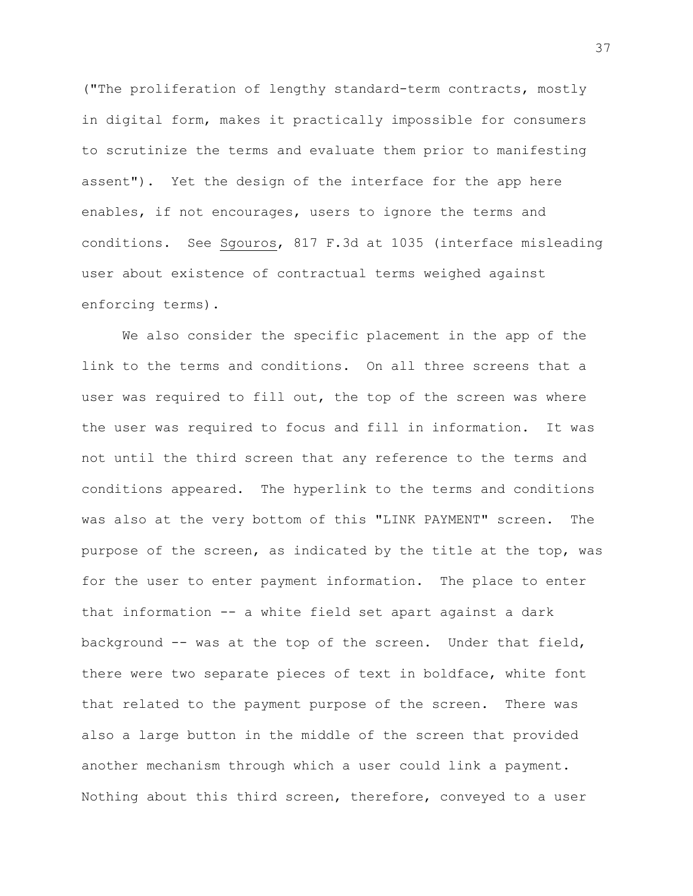("The proliferation of lengthy standard-term contracts, mostly in digital form, makes it practically impossible for consumers to scrutinize the terms and evaluate them prior to manifesting assent"). Yet the design of the interface for the app here enables, if not encourages, users to ignore the terms and conditions. See Sgouros, 817 F.3d at 1035 (interface misleading user about existence of contractual terms weighed against enforcing terms).

We also consider the specific placement in the app of the link to the terms and conditions. On all three screens that a user was required to fill out, the top of the screen was where the user was required to focus and fill in information. It was not until the third screen that any reference to the terms and conditions appeared. The hyperlink to the terms and conditions was also at the very bottom of this "LINK PAYMENT" screen. The purpose of the screen, as indicated by the title at the top, was for the user to enter payment information. The place to enter that information -- a white field set apart against a dark background -- was at the top of the screen. Under that field, there were two separate pieces of text in boldface, white font that related to the payment purpose of the screen. There was also a large button in the middle of the screen that provided another mechanism through which a user could link a payment. Nothing about this third screen, therefore, conveyed to a user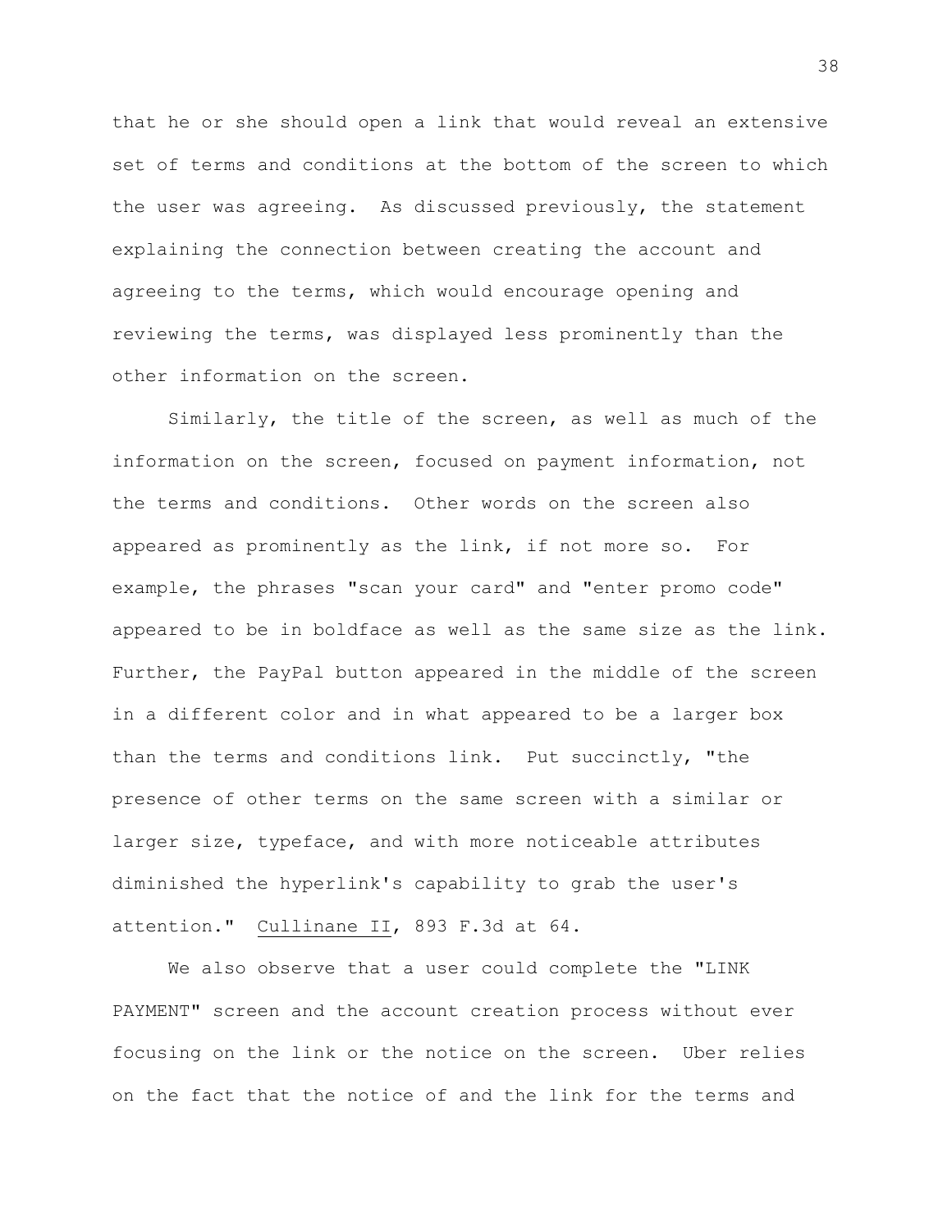that he or she should open a link that would reveal an extensive set of terms and conditions at the bottom of the screen to which the user was agreeing. As discussed previously, the statement explaining the connection between creating the account and agreeing to the terms, which would encourage opening and reviewing the terms, was displayed less prominently than the other information on the screen.

Similarly, the title of the screen, as well as much of the information on the screen, focused on payment information, not the terms and conditions. Other words on the screen also appeared as prominently as the link, if not more so. For example, the phrases "scan your card" and "enter promo code" appeared to be in boldface as well as the same size as the link. Further, the PayPal button appeared in the middle of the screen in a different color and in what appeared to be a larger box than the terms and conditions link. Put succinctly, "the presence of other terms on the same screen with a similar or larger size, typeface, and with more noticeable attributes diminished the hyperlink's capability to grab the user's attention." Cullinane II, 893 F.3d at 64.

We also observe that a user could complete the "LINK PAYMENT" screen and the account creation process without ever focusing on the link or the notice on the screen. Uber relies on the fact that the notice of and the link for the terms and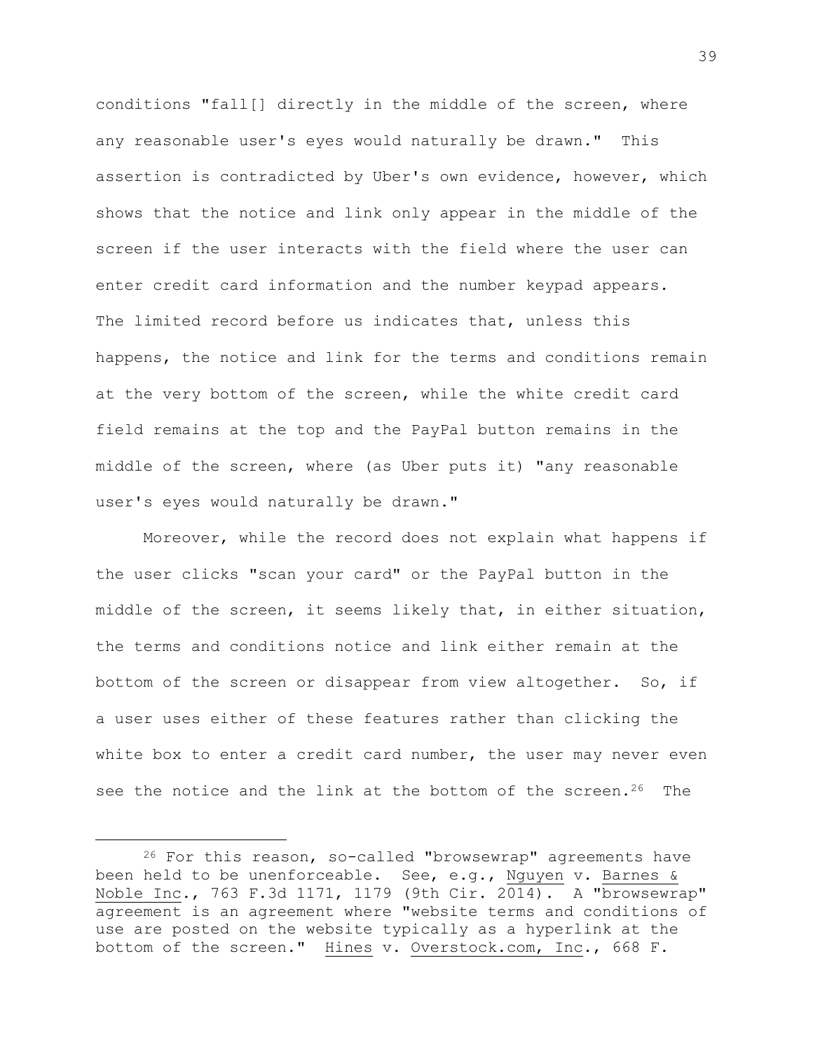conditions "fall[] directly in the middle of the screen, where any reasonable user's eyes would naturally be drawn." This assertion is contradicted by Uber's own evidence, however, which shows that the notice and link only appear in the middle of the screen if the user interacts with the field where the user can enter credit card information and the number keypad appears. The limited record before us indicates that, unless this happens, the notice and link for the terms and conditions remain at the very bottom of the screen, while the white credit card field remains at the top and the PayPal button remains in the middle of the screen, where (as Uber puts it) "any reasonable user's eyes would naturally be drawn."

Moreover, while the record does not explain what happens if the user clicks "scan your card" or the PayPal button in the middle of the screen, it seems likely that, in either situation, the terms and conditions notice and link either remain at the bottom of the screen or disappear from view altogether. So, if a user uses either of these features rather than clicking the white box to enter a credit card number, the user may never even see the notice and the link at the bottom of the screen.[26] The

---

[26] For this reason, so-called "browsewrap" agreements have been held to be unenforceable. See, e.g., Nguyen v. Barnes & Noble Inc., 763 F.3d 1171, 1179 (9th Cir. 2014). A "browsewrap" agreement is an agreement where "website terms and conditions of use are posted on the website typically as a hyperlink at the bottom of the screen." Hines v. Overstock.com, Inc., 668 F.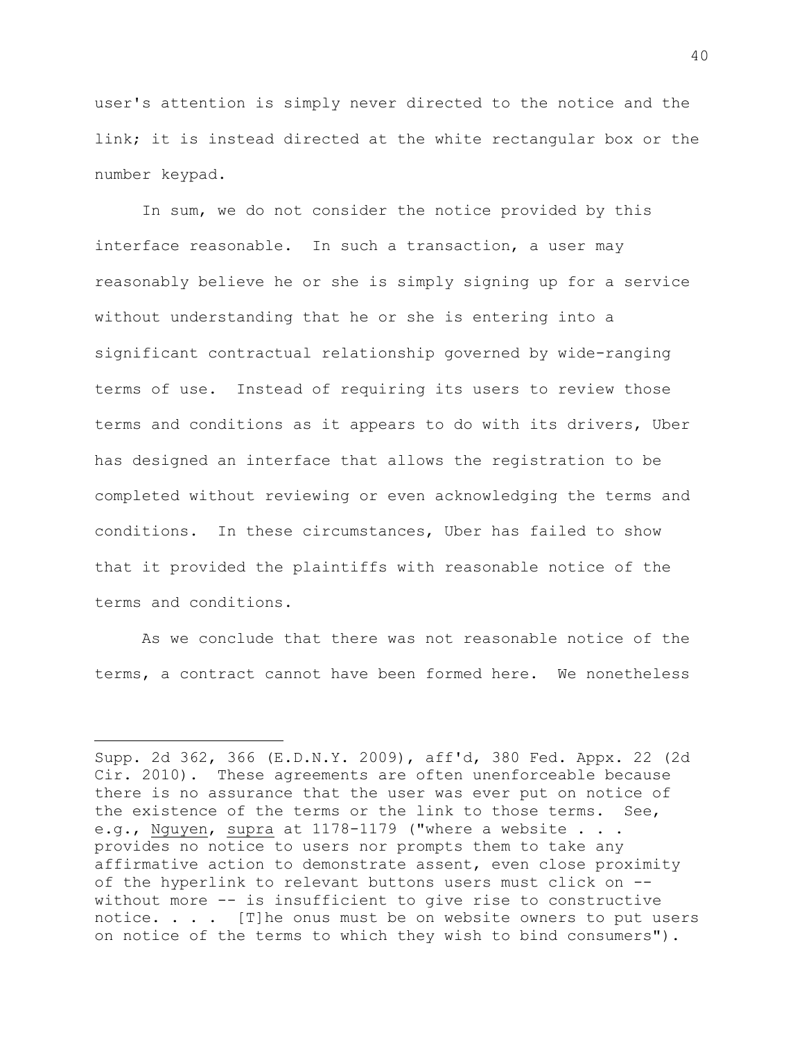user's attention is simply never directed to the notice and the link; it is instead directed at the white rectangular box or the number keypad.

In sum, we do not consider the notice provided by this interface reasonable. In such a transaction, a user may reasonably believe he or she is simply signing up for a service without understanding that he or she is entering into a significant contractual relationship governed by wide-ranging terms of use. Instead of requiring its users to review those terms and conditions as it appears to do with its drivers, Uber has designed an interface that allows the registration to be completed without reviewing or even acknowledging the terms and conditions. In these circumstances, Uber has failed to show that it provided the plaintiffs with reasonable notice of the terms and conditions.

As we conclude that there was not reasonable notice of the terms, a contract cannot have been formed here. We nonetheless

---

Supp. 2d 362, 366 (E.D.N.Y. 2009), aff'd, 380 Fed. Appx. 22 (2d Cir. 2010). These agreements are often unenforceable because there is no assurance that the user was ever put on notice of the existence of the terms or the link to those terms. See, e.g., Nguyen, supra at 1178-1179 ("where a website . . . provides no notice to users nor prompts them to take any affirmative action to demonstrate assent, even close proximity of the hyperlink to relevant buttons users must click on -- without more -- is insufficient to give rise to constructive notice. . . . [T]he onus must be on website owners to put users on notice of the terms to which they wish to bind consumers").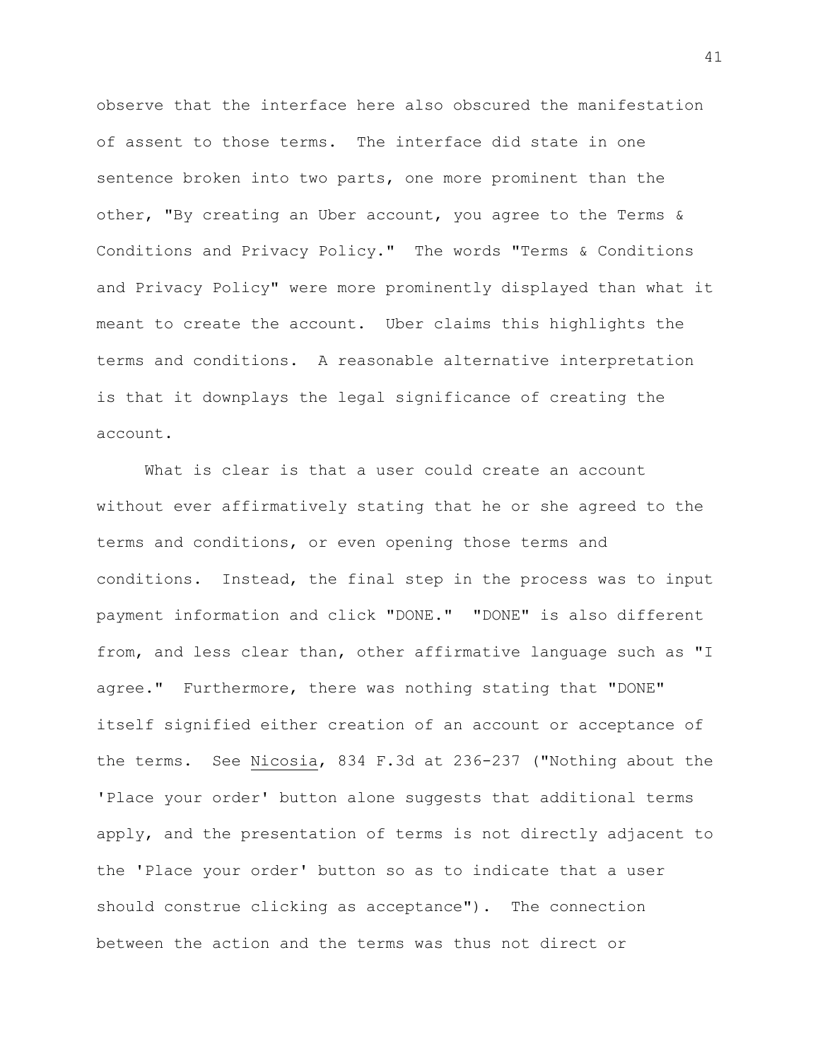observe that the interface here also obscured the manifestation of assent to those terms. The interface did state in one sentence broken into two parts, one more prominent than the other, "By creating an Uber account, you agree to the Terms & Conditions and Privacy Policy." The words "Terms & Conditions and Privacy Policy" were more prominently displayed than what it meant to create the account. Uber claims this highlights the terms and conditions. A reasonable alternative interpretation is that it downplays the legal significance of creating the account.

What is clear is that a user could create an account without ever affirmatively stating that he or she agreed to the terms and conditions, or even opening those terms and conditions. Instead, the final step in the process was to input payment information and click "DONE." "DONE" is also different from, and less clear than, other affirmative language such as "I agree." Furthermore, there was nothing stating that "DONE" itself signified either creation of an account or acceptance of the terms. See Nicosia, 834 F.3d at 236-237 ("Nothing about the 'Place your order' button alone suggests that additional terms apply, and the presentation of terms is not directly adjacent to the 'Place your order' button so as to indicate that a user should construe clicking as acceptance"). The connection between the action and the terms was thus not direct or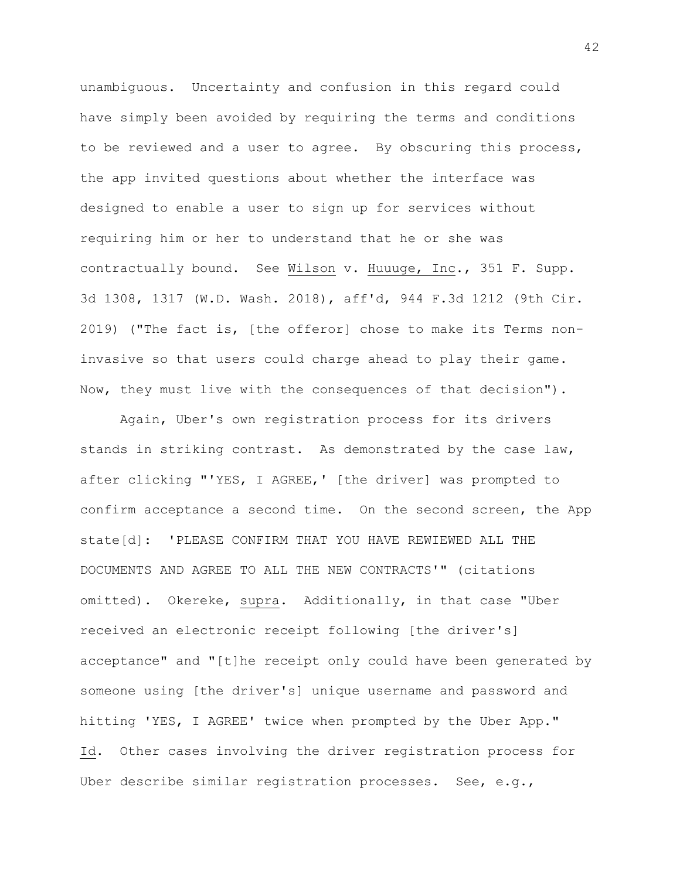unambiguous. Uncertainty and confusion in this regard could have simply been avoided by requiring the terms and conditions to be reviewed and a user to agree. By obscuring this process, the app invited questions about whether the interface was designed to enable a user to sign up for services without requiring him or her to understand that he or she was contractually bound. See Wilson v. Huuuge, Inc., 351 F. Supp. 3d 1308, 1317 (W.D. Wash. 2018), aff'd, 944 F.3d 1212 (9th Cir. 2019) ("The fact is, [the offeror] chose to make its Terms non-invasive so that users could charge ahead to play their game. Now, they must live with the consequences of that decision").

Again, Uber's own registration process for its drivers stands in striking contrast. As demonstrated by the case law, after clicking "'YES, I AGREE,' [the driver] was prompted to confirm acceptance a second time. On the second screen, the App state[d]: 'PLEASE CONFIRM THAT YOU HAVE REWIEWED ALL THE DOCUMENTS AND AGREE TO ALL THE NEW CONTRACTS'" (citations omitted). Okereke, supra. Additionally, in that case "Uber received an electronic receipt following [the driver's] acceptance" and "[t]he receipt only could have been generated by someone using [the driver's] unique username and password and hitting 'YES, I AGREE' twice when prompted by the Uber App." Id. Other cases involving the driver registration process for Uber describe similar registration processes. See, e.g.,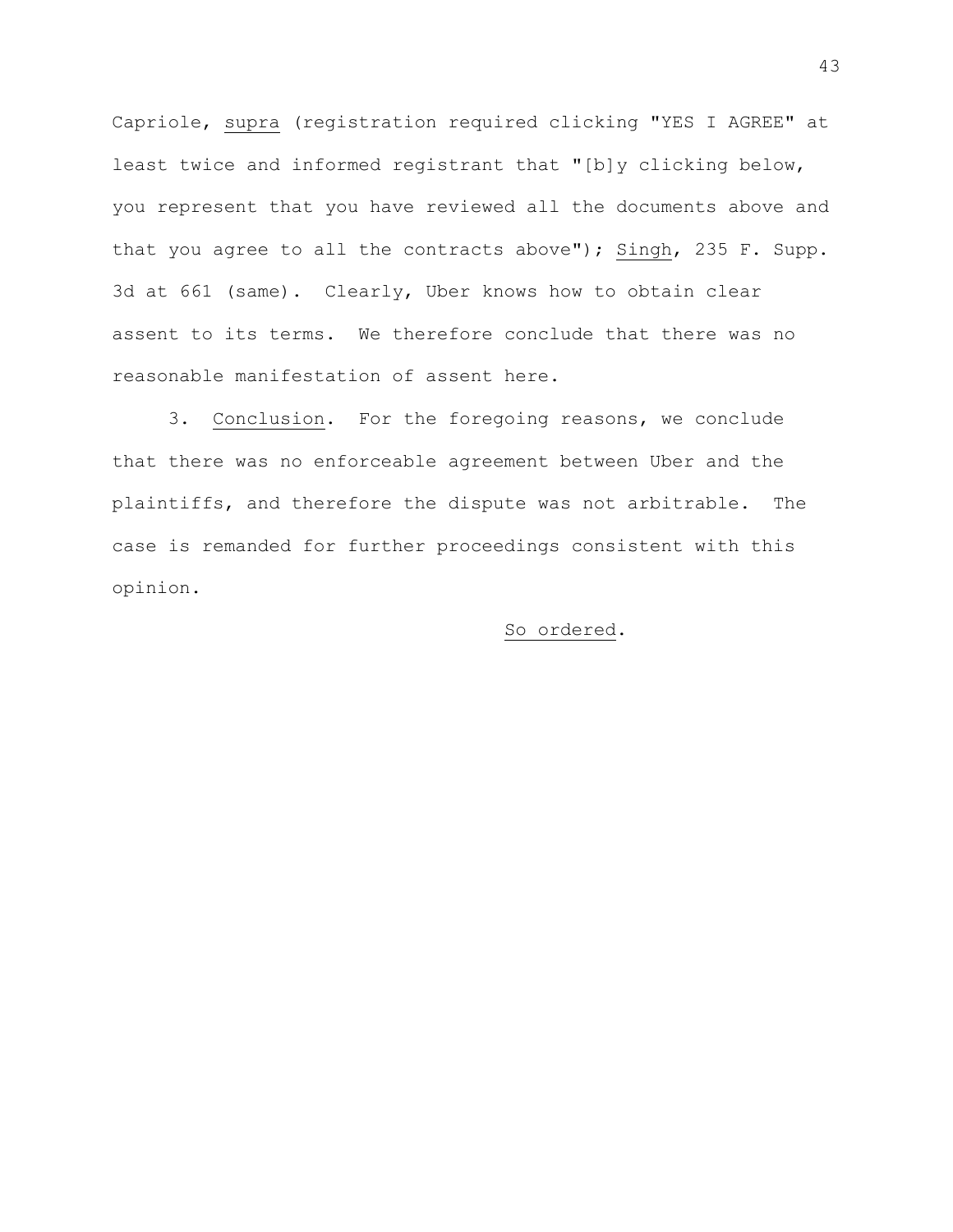Capriole, *supra* (registration required clicking "YES I AGREE" at least twice and informed registrant that "[b]y clicking below, you represent that you have reviewed all the documents above and that you agree to all the contracts above"); *Singh*, 235 F. Supp. 3d at 661 (same). Clearly, Uber knows how to obtain clear assent to its terms. We therefore conclude that there was no reasonable manifestation of assent here.

3. *Conclusion*. For the foregoing reasons, we conclude that there was no enforceable agreement between Uber and the plaintiffs, and therefore the dispute was not arbitrable. The case is remanded for further proceedings consistent with this opinion.

*So ordered*.